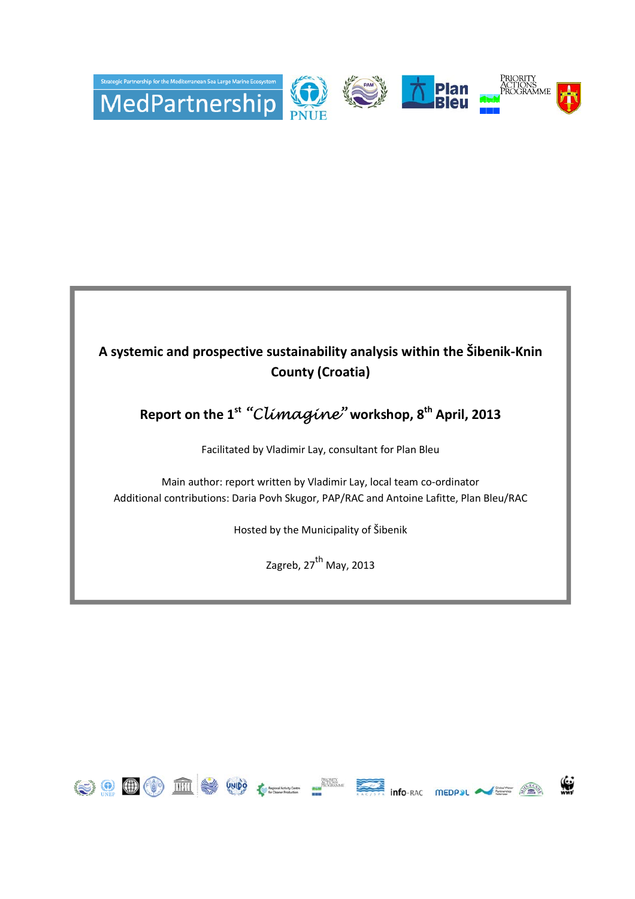# A systemic and prospective sustainability analysis within the Šibenik-Knin County (Croatia)

## Report on the 1st *"Climagine"* workshop, 8th April, 2013

Facilitated by Vladimir Lay, consultant for Plan Bleu

Main author: report written by Vladimir Lay, local team co-ordinator
Additional contributions: Daria Povh Skugor, PAP/RAC and Antoine Lafitte, Plan Bleu/RAC

Hosted by the Municipality of Šibenik

Zagreb, 27th May, 2013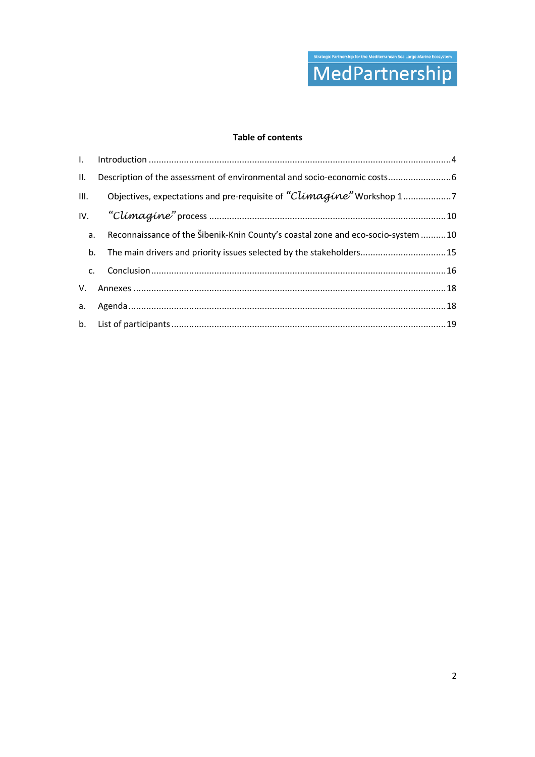**Table of contents**

I. Introduction ....................................................................................................................4

II. Description of the assessment of environmental and socio-economic costs.........................6

III. Objectives, expectations and pre-requisite of *"Climagine"* Workshop 1 ..................7

IV. *"Climagine"* process ...........................................................................................10

a. Reconnaissance of the Šibenik-Knin County's coastal zone and eco-socio-system ..........10

b. The main drivers and priority issues selected by the stakeholders.................................15

c. Conclusion ...................................................................................................................16

V. Annexes ........................................................................................................................18

a. Agenda ..........................................................................................................................18

b. List of participants .........................................................................................................19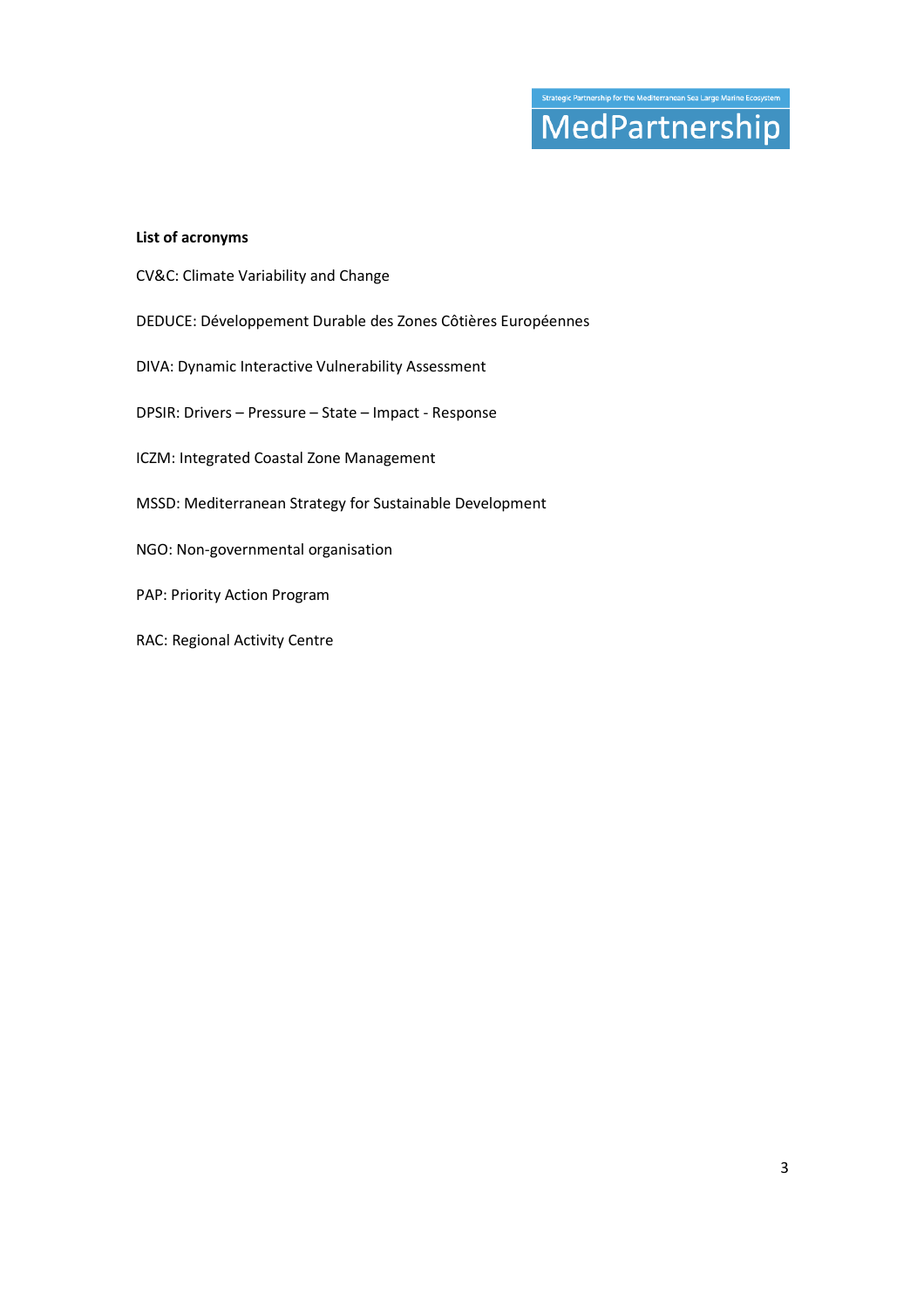**List of acronyms**

CV&C: Climate Variability and Change

DEDUCE: Développement Durable des Zones Côtières Européennes

DIVA: Dynamic Interactive Vulnerability Assessment

DPSIR: Drivers – Pressure – State – Impact - Response

ICZM: Integrated Coastal Zone Management

MSSD: Mediterranean Strategy for Sustainable Development

NGO: Non-governmental organisation

PAP: Priority Action Program

RAC: Regional Activity Centre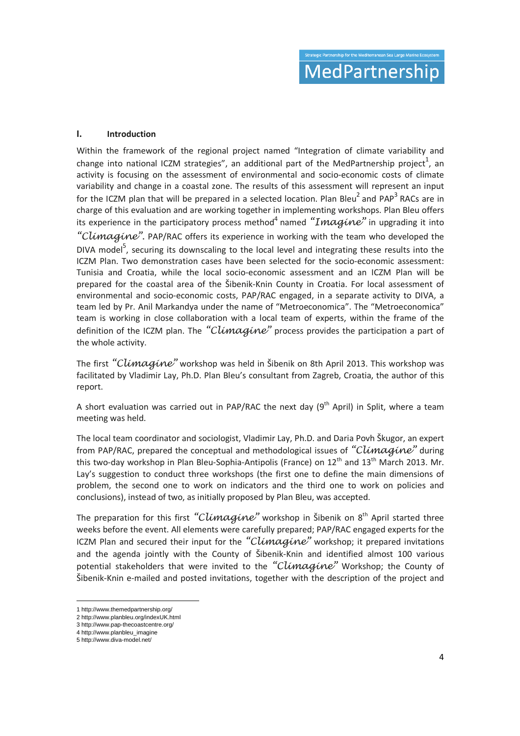## I. Introduction

Within the framework of the regional project named "Integration of climate variability and change into national ICZM strategies", an additional part of the MedPartnership project[1], an activity is focusing on the assessment of environmental and socio-economic costs of climate variability and change in a coastal zone. The results of this assessment will represent an input for the ICZM plan that will be prepared in a selected location. Plan Bleu[2] and PAP[3] RACs are in charge of this evaluation and are working together in implementing workshops. Plan Bleu offers its experience in the participatory process method[4] named *"Imagine"* in upgrading it into *"Climagine"*. PAP/RAC offers its experience in working with the team who developed the DIVA model[5], securing its downscaling to the local level and integrating these results into the ICZM Plan. Two demonstration cases have been selected for the socio-economic assessment: Tunisia and Croatia, while the local socio-economic assessment and an ICZM Plan will be prepared for the coastal area of the Šibenik-Knin County in Croatia. For local assessment of environmental and socio-economic costs, PAP/RAC engaged, in a separate activity to DIVA, a team led by Pr. Anil Markandya under the name of "Metroeconomica". The "Metroeconomica" team is working in close collaboration with a local team of experts, within the frame of the definition of the ICZM plan. The *"Climagine"* process provides the participation a part of the whole activity.

The first *"Climagine"* workshop was held in Šibenik on 8th April 2013. This workshop was facilitated by Vladimir Lay, Ph.D. Plan Bleu's consultant from Zagreb, Croatia, the author of this report.

A short evaluation was carried out in PAP/RAC the next day (9th April) in Split, where a team meeting was held.

The local team coordinator and sociologist, Vladimir Lay, Ph.D. and Daria Povh Škugor, an expert from PAP/RAC, prepared the conceptual and methodological issues of *"Climagine"* during this two-day workshop in Plan Bleu-Sophia-Antipolis (France) on 12th and 13th March 2013. Mr. Lay's suggestion to conduct three workshops (the first one to define the main dimensions of problem, the second one to work on indicators and the third one to work on policies and conclusions), instead of two, as initially proposed by Plan Bleu, was accepted.

The preparation for this first *"Climagine"* workshop in Šibenik on 8th April started three weeks before the event. All elements were carefully prepared; PAP/RAC engaged experts for the ICZM Plan and secured their input for the *"Climagine"* workshop; it prepared invitations and the agenda jointly with the County of Šibenik-Knin and identified almost 100 various potential stakeholders that were invited to the *"Climagine"* Workshop; the County of Šibenik-Knin e-mailed and posted invitations, together with the description of the project and

---

1 http://www.themedpartnership.org/
2 http://www.planbleu.org/indexUK.html
3 http://www.pap-thecoastcentre.org/
4 http://www.planbleu_imagine
5 http://www.diva-model.net/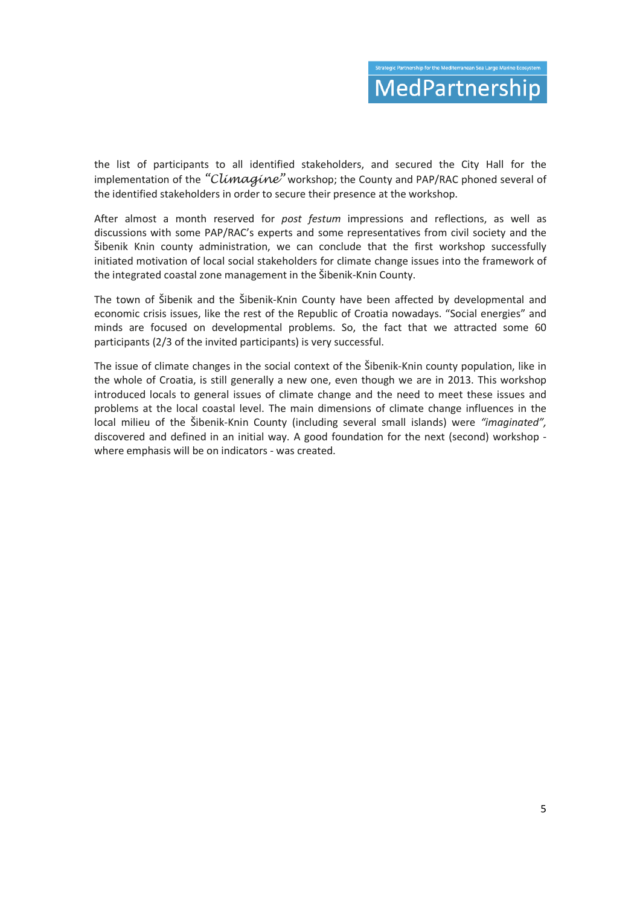the list of participants to all identified stakeholders, and secured the City Hall for the implementation of the *"Climagine"* workshop; the County and PAP/RAC phoned several of the identified stakeholders in order to secure their presence at the workshop.

After almost a month reserved for *post festum* impressions and reflections, as well as discussions with some PAP/RAC's experts and some representatives from civil society and the Šibenik Knin county administration, we can conclude that the first workshop successfully initiated motivation of local social stakeholders for climate change issues into the framework of the integrated coastal zone management in the Šibenik-Knin County.

The town of Šibenik and the Šibenik-Knin County have been affected by developmental and economic crisis issues, like the rest of the Republic of Croatia nowadays. "Social energies" and minds are focused on developmental problems. So, the fact that we attracted some 60 participants (2/3 of the invited participants) is very successful.

The issue of climate changes in the social context of the Šibenik-Knin county population, like in the whole of Croatia, is still generally a new one, even though we are in 2013. This workshop introduced locals to general issues of climate change and the need to meet these issues and problems at the local coastal level. The main dimensions of climate change influences in the local milieu of the Šibenik-Knin County (including several small islands) were *"imaginated",* discovered and defined in an initial way. A good foundation for the next (second) workshop - where emphasis will be on indicators - was created.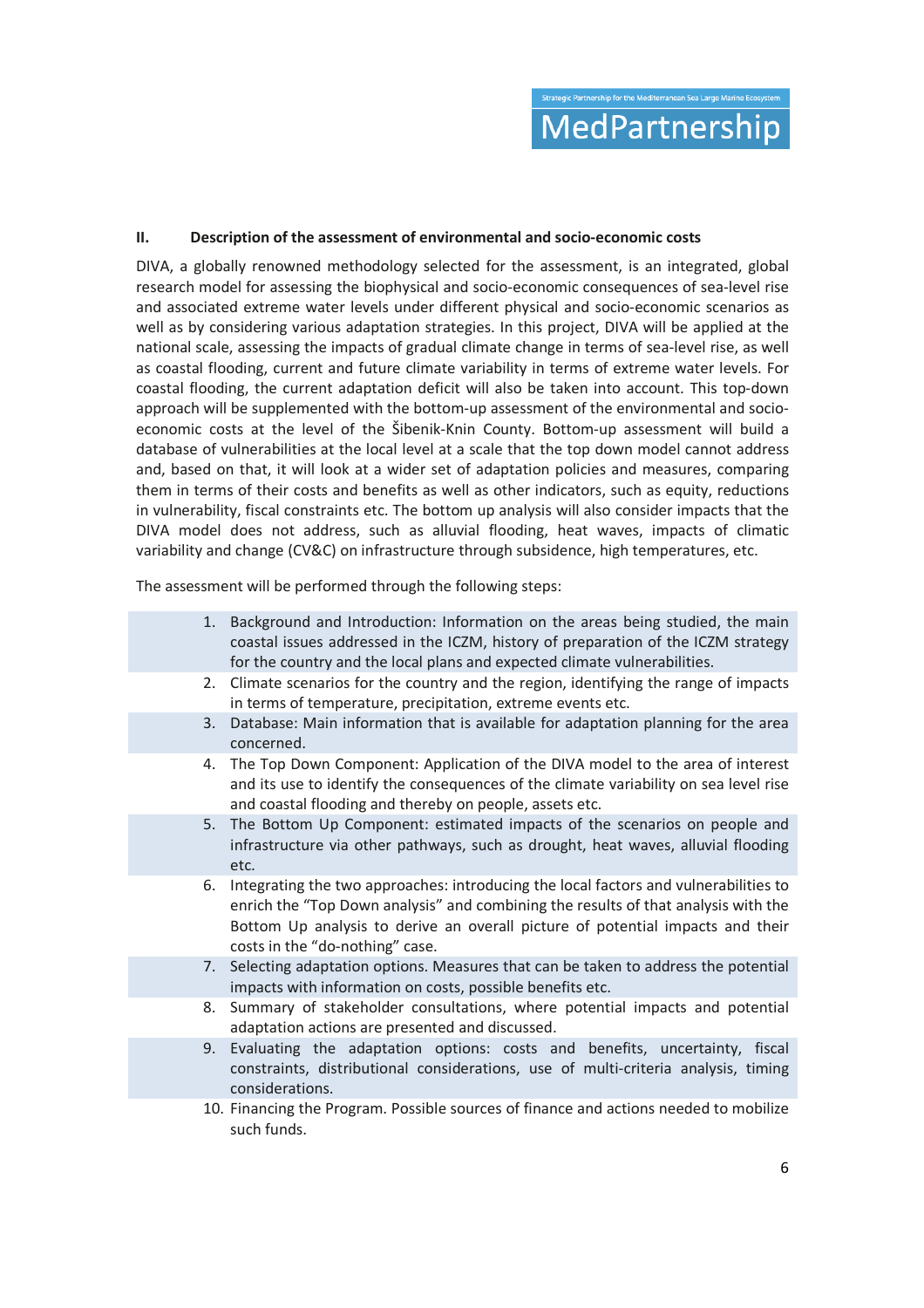## II. Description of the assessment of environmental and socio-economic costs

DIVA, a globally renowned methodology selected for the assessment, is an integrated, global research model for assessing the biophysical and socio-economic consequences of sea-level rise and associated extreme water levels under different physical and socio-economic scenarios as well as by considering various adaptation strategies. In this project, DIVA will be applied at the national scale, assessing the impacts of gradual climate change in terms of sea-level rise, as well as coastal flooding, current and future climate variability in terms of extreme water levels. For coastal flooding, the current adaptation deficit will also be taken into account. This top-down approach will be supplemented with the bottom-up assessment of the environmental and socio-economic costs at the level of the Šibenik-Knin County. Bottom-up assessment will build a database of vulnerabilities at the local level at a scale that the top down model cannot address and, based on that, it will look at a wider set of adaptation policies and measures, comparing them in terms of their costs and benefits as well as other indicators, such as equity, reductions in vulnerability, fiscal constraints etc. The bottom up analysis will also consider impacts that the DIVA model does not address, such as alluvial flooding, heat waves, impacts of climatic variability and change (CV&C) on infrastructure through subsidence, high temperatures, etc.

The assessment will be performed through the following steps:

1. Background and Introduction: Information on the areas being studied, the main coastal issues addressed in the ICZM, history of preparation of the ICZM strategy for the country and the local plans and expected climate vulnerabilities.
2. Climate scenarios for the country and the region, identifying the range of impacts in terms of temperature, precipitation, extreme events etc.
3. Database: Main information that is available for adaptation planning for the area concerned.
4. The Top Down Component: Application of the DIVA model to the area of interest and its use to identify the consequences of the climate variability on sea level rise and coastal flooding and thereby on people, assets etc.
5. The Bottom Up Component: estimated impacts of the scenarios on people and infrastructure via other pathways, such as drought, heat waves, alluvial flooding etc.
6. Integrating the two approaches: introducing the local factors and vulnerabilities to enrich the "Top Down analysis" and combining the results of that analysis with the Bottom Up analysis to derive an overall picture of potential impacts and their costs in the "do-nothing" case.
7. Selecting adaptation options. Measures that can be taken to address the potential impacts with information on costs, possible benefits etc.
8. Summary of stakeholder consultations, where potential impacts and potential adaptation actions are presented and discussed.
9. Evaluating the adaptation options: costs and benefits, uncertainty, fiscal constraints, distributional considerations, use of multi-criteria analysis, timing considerations.
10. Financing the Program. Possible sources of finance and actions needed to mobilize such funds.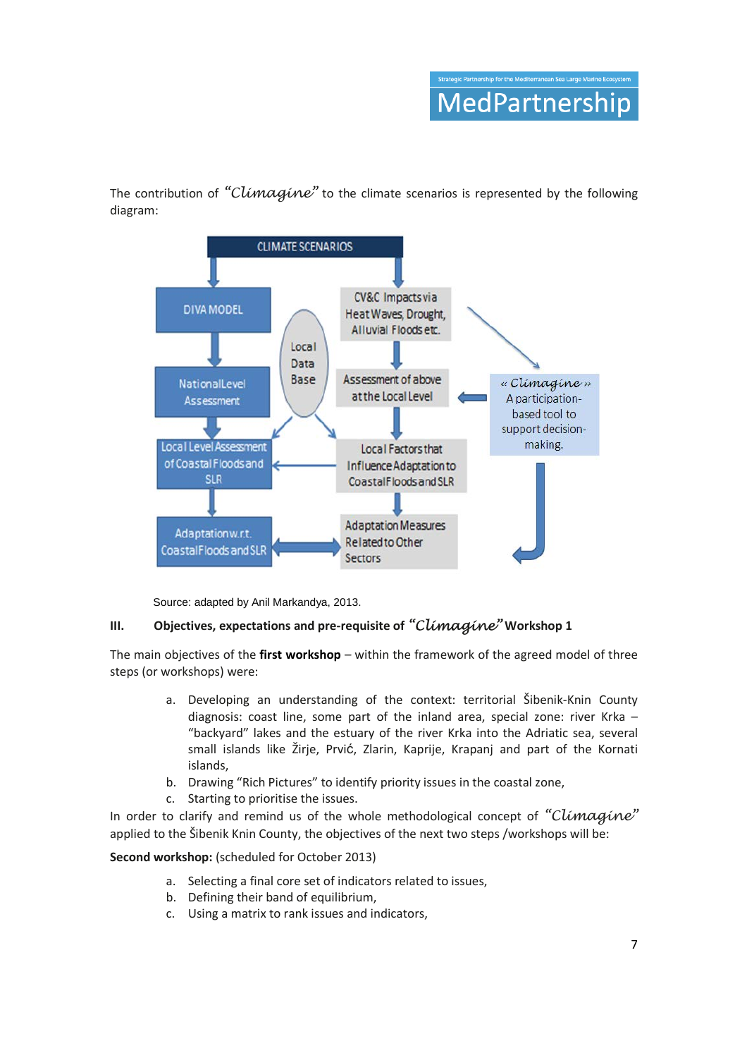The contribution of *"Climagine"* to the climate scenarios is represented by the following diagram:

CLIMATE SCENARIOS

DIVA MODEL

National Level Assessment

Local Level Assessment of Coastal Floods and SLR

Adaptation w.r.t. Coastal Floods and SLR

Local Data Base

CV&C Impacts via Heat Waves, Drought, Alluvial Floods etc.

Assessment of above at the Local Level

Local Factors that Influence Adaptation to Coastal Floods and SLR

Adaptation Measures Related to Other Sectors

« *Climagine* » A participation-based tool to support decision-making.

Source: adapted by Anil Markandya, 2013.

## III. Objectives, expectations and pre-requisite of *"Climagine"* Workshop 1

The main objectives of the **first workshop** – within the framework of the agreed model of three steps (or workshops) were:

a. Developing an understanding of the context: territorial Šibenik-Knin County diagnosis: coast line, some part of the inland area, special zone: river Krka – "backyard" lakes and the estuary of the river Krka into the Adriatic sea, several small islands like Žirje, Prvić, Zlarin, Kaprije, Krapanj and part of the Kornati islands,
b. Drawing "Rich Pictures" to identify priority issues in the coastal zone,
c. Starting to prioritise the issues.

In order to clarify and remind us of the whole methodological concept of *"Climagine"* applied to the Šibenik Knin County, the objectives of the next two steps /workshops will be:

**Second workshop:** (scheduled for October 2013)

a. Selecting a final core set of indicators related to issues,
b. Defining their band of equilibrium,
c. Using a matrix to rank issues and indicators,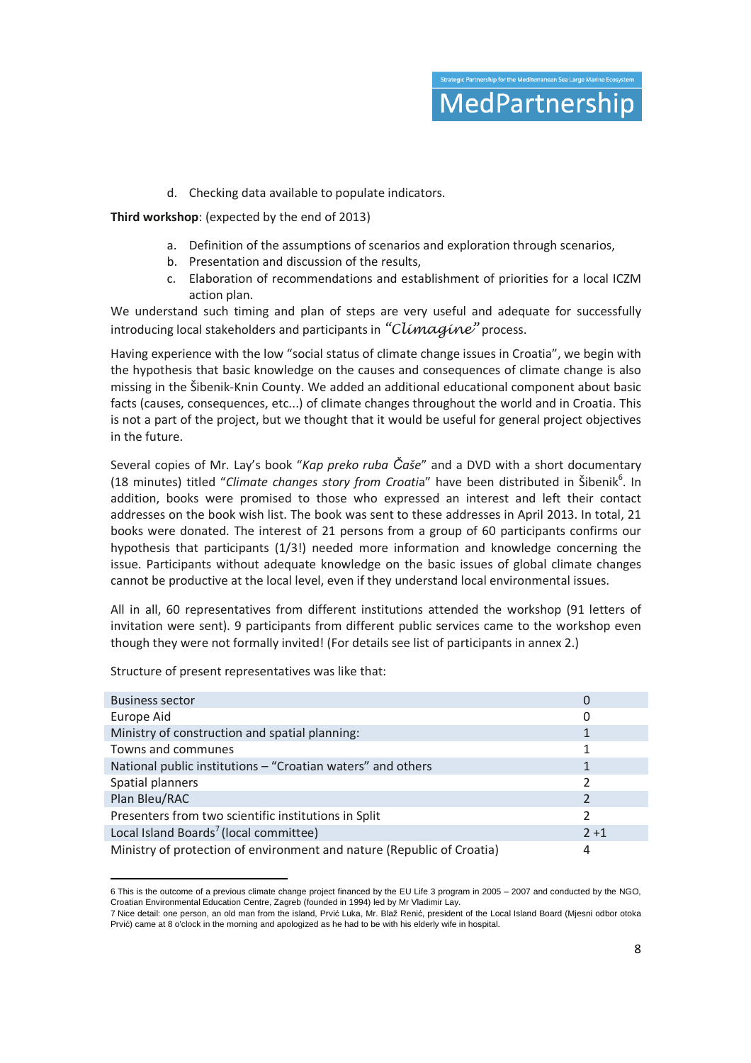d. Checking data available to populate indicators.

**Third workshop**: (expected by the end of 2013)

a. Definition of the assumptions of scenarios and exploration through scenarios,
b. Presentation and discussion of the results,
c. Elaboration of recommendations and establishment of priorities for a local ICZM action plan.

We understand such timing and plan of steps are very useful and adequate for successfully introducing local stakeholders and participants in *"Climagine"* process.

Having experience with the low "social status of climate change issues in Croatia", we begin with the hypothesis that basic knowledge on the causes and consequences of climate change is also missing in the Šibenik-Knin County. We added an additional educational component about basic facts (causes, consequences, etc...) of climate changes throughout the world and in Croatia. This is not a part of the project, but we thought that it would be useful for general project objectives in the future.

Several copies of Mr. Lay's book "*Kap preko ruba Čaše*" and a DVD with a short documentary (18 minutes) titled "*Climate changes story from Croati*a" have been distributed in Šibenik[6]. In addition, books were promised to those who expressed an interest and left their contact addresses on the book wish list. The book was sent to these addresses in April 2013. In total, 21 books were donated. The interest of 21 persons from a group of 60 participants confirms our hypothesis that participants (1/3!) needed more information and knowledge concerning the issue. Participants without adequate knowledge on the basic issues of global climate changes cannot be productive at the local level, even if they understand local environmental issues.

All in all, 60 representatives from different institutions attended the workshop (91 letters of invitation were sent). 9 participants from different public services came to the workshop even though they were not formally invited! (For details see list of participants in annex 2.)

Structure of present representatives was like that:

| | |
|---|---|
| Business sector | 0 |
| Europe Aid | 0 |
| Ministry of construction and spatial planning: | 1 |
| Towns and communes | 1 |
| National public institutions – "Croatian waters" and others | 1 |
| Spatial planners | 2 |
| Plan Bleu/RAC | 2 |
| Presenters from two scientific institutions in Split | 2 |
| Local Island Boards[7] (local committee) | 2 +1 |
| Ministry of protection of environment and nature (Republic of Croatia) | 4 |

6 This is the outcome of a previous climate change project financed by the EU Life 3 program in 2005 – 2007 and conducted by the NGO, Croatian Environmental Education Centre, Zagreb (founded in 1994) led by Mr Vladimir Lay.

7 Nice detail: one person, an old man from the island, Prvić Luka, Mr. Blaž Renić, president of the Local Island Board (Mjesni odbor otoka Prvić) came at 8 o'clock in the morning and apologized as he had to be with his elderly wife in hospital.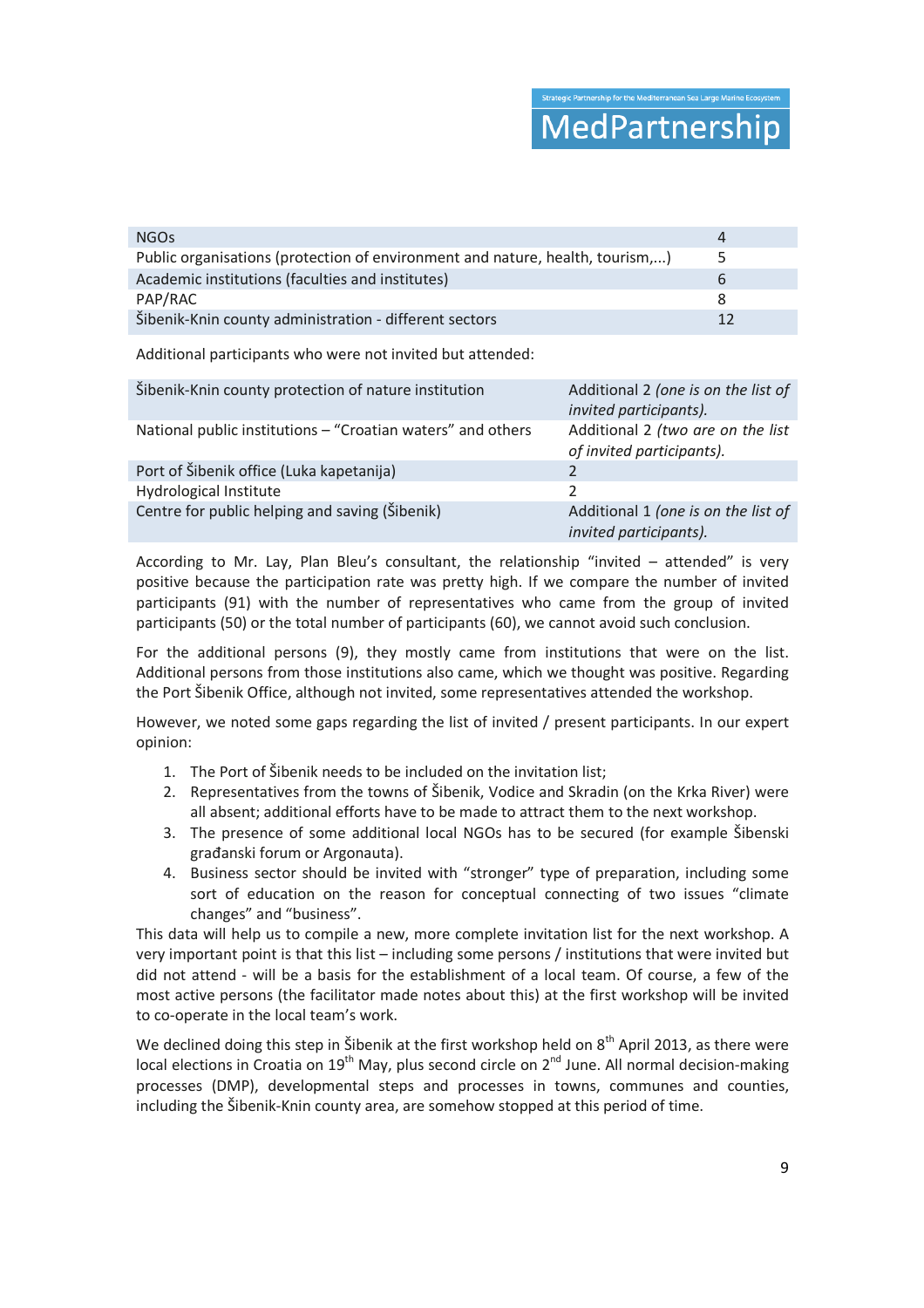| | |
|---|---|
| NGOs | 4 |
| Public organisations (protection of environment and nature, health, tourism,...) | 5 |
| Academic institutions (faculties and institutes) | 6 |
| PAP/RAC | 8 |
| Šibenik-Knin county administration - different sectors | 12 |

Additional participants who were not invited but attended:

| | |
|---|---|
| Šibenik-Knin county protection of nature institution | Additional 2 *(one is on the list of invited participants).* |
| National public institutions – "Croatian waters" and others | Additional 2 *(two are on the list of invited participants).* |
| Port of Šibenik office (Luka kapetanija) | 2 |
| Hydrological Institute | 2 |
| Centre for public helping and saving (Šibenik) | Additional 1 *(one is on the list of invited participants).* |

According to Mr. Lay, Plan Bleu's consultant, the relationship "invited – attended" is very positive because the participation rate was pretty high. If we compare the number of invited participants (91) with the number of representatives who came from the group of invited participants (50) or the total number of participants (60), we cannot avoid such conclusion.

For the additional persons (9), they mostly came from institutions that were on the list. Additional persons from those institutions also came, which we thought was positive. Regarding the Port Šibenik Office, although not invited, some representatives attended the workshop.

However, we noted some gaps regarding the list of invited / present participants. In our expert opinion:

1. The Port of Šibenik needs to be included on the invitation list;
2. Representatives from the towns of Šibenik, Vodice and Skradin (on the Krka River) were all absent; additional efforts have to be made to attract them to the next workshop.
3. The presence of some additional local NGOs has to be secured (for example Šibenski građanski forum or Argonauta).
4. Business sector should be invited with "stronger" type of preparation, including some sort of education on the reason for conceptual connecting of two issues "climate changes" and "business".

This data will help us to compile a new, more complete invitation list for the next workshop. A very important point is that this list – including some persons / institutions that were invited but did not attend - will be a basis for the establishment of a local team. Of course, a few of the most active persons (the facilitator made notes about this) at the first workshop will be invited to co-operate in the local team's work.

We declined doing this step in Šibenik at the first workshop held on 8th April 2013, as there were local elections in Croatia on 19th May, plus second circle on 2nd June. All normal decision-making processes (DMP), developmental steps and processes in towns, communes and counties, including the Šibenik-Knin county area, are somehow stopped at this period of time.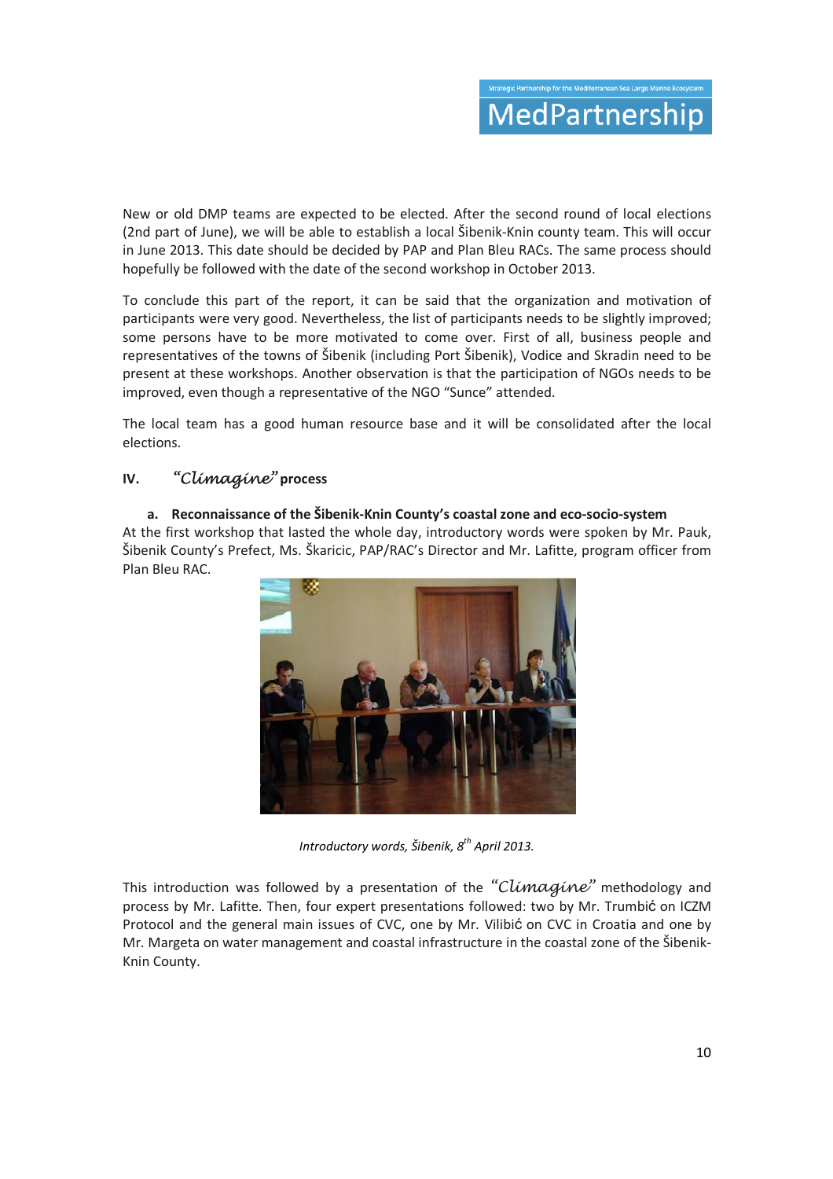New or old DMP teams are expected to be elected. After the second round of local elections (2nd part of June), we will be able to establish a local Šibenik-Knin county team. This will occur in June 2013. This date should be decided by PAP and Plan Bleu RACs. The same process should hopefully be followed with the date of the second workshop in October 2013.

To conclude this part of the report, it can be said that the organization and motivation of participants were very good. Nevertheless, the list of participants needs to be slightly improved; some persons have to be more motivated to come over. First of all, business people and representatives of the towns of Šibenik (including Port Šibenik), Vodice and Skradin need to be present at these workshops. Another observation is that the participation of NGOs needs to be improved, even though a representative of the NGO "Sunce" attended.

The local team has a good human resource base and it will be consolidated after the local elections.

## IV. *"Climagine"* process

### a. Reconnaissance of the Šibenik-Knin County's coastal zone and eco-socio-system

At the first workshop that lasted the whole day, introductory words were spoken by Mr. Pauk, Šibenik County's Prefect, Ms. Škaricic, PAP/RAC's Director and Mr. Lafitte, program officer from Plan Bleu RAC.

*Introductory words, Šibenik, 8th April 2013.*

This introduction was followed by a presentation of the *"Climagine"* methodology and process by Mr. Lafitte. Then, four expert presentations followed: two by Mr. Trumbić on ICZM Protocol and the general main issues of CVC, one by Mr. Vilibić on CVC in Croatia and one by Mr. Margeta on water management and coastal infrastructure in the coastal zone of the Šibenik-Knin County.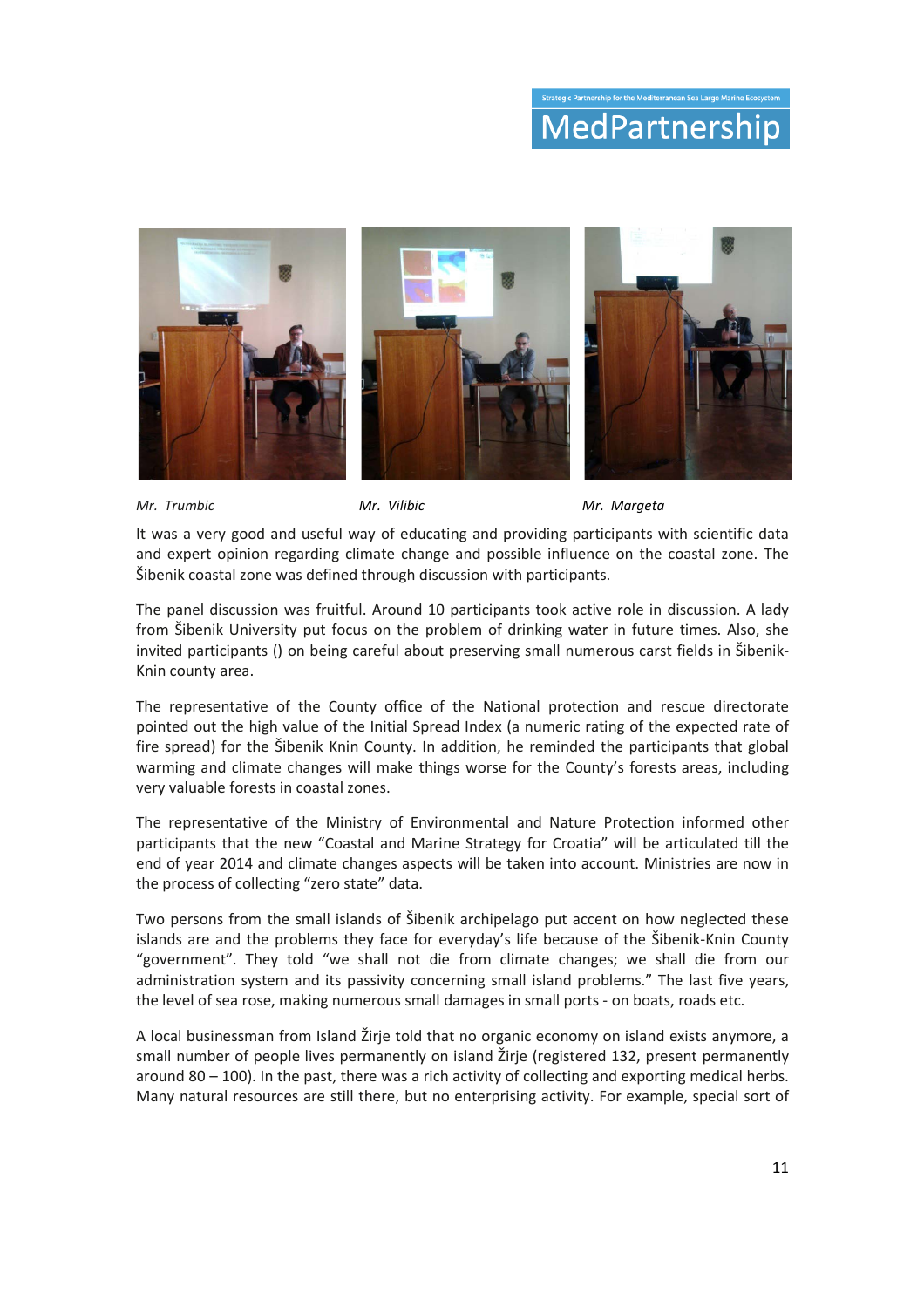*Mr. Trumbic* *Mr. Vilibic* *Mr. Margeta*

It was a very good and useful way of educating and providing participants with scientific data and expert opinion regarding climate change and possible influence on the coastal zone. The Šibenik coastal zone was defined through discussion with participants.

The panel discussion was fruitful. Around 10 participants took active role in discussion. A lady from Šibenik University put focus on the problem of drinking water in future times. Also, she invited participants () on being careful about preserving small numerous carst fields in Šibenik-Knin county area.

The representative of the County office of the National protection and rescue directorate pointed out the high value of the Initial Spread Index (a numeric rating of the expected rate of fire spread) for the Šibenik Knin County. In addition, he reminded the participants that global warming and climate changes will make things worse for the County's forests areas, including very valuable forests in coastal zones.

The representative of the Ministry of Environmental and Nature Protection informed other participants that the new "Coastal and Marine Strategy for Croatia" will be articulated till the end of year 2014 and climate changes aspects will be taken into account. Ministries are now in the process of collecting "zero state" data.

Two persons from the small islands of Šibenik archipelago put accent on how neglected these islands are and the problems they face for everyday's life because of the Šibenik-Knin County "government". They told "we shall not die from climate changes; we shall die from our administration system and its passivity concerning small island problems." The last five years, the level of sea rose, making numerous small damages in small ports - on boats, roads etc.

A local businessman from Island Žirje told that no organic economy on island exists anymore, a small number of people lives permanently on island Žirje (registered 132, present permanently around 80 – 100). In the past, there was a rich activity of collecting and exporting medical herbs. Many natural resources are still there, but no enterprising activity. For example, special sort of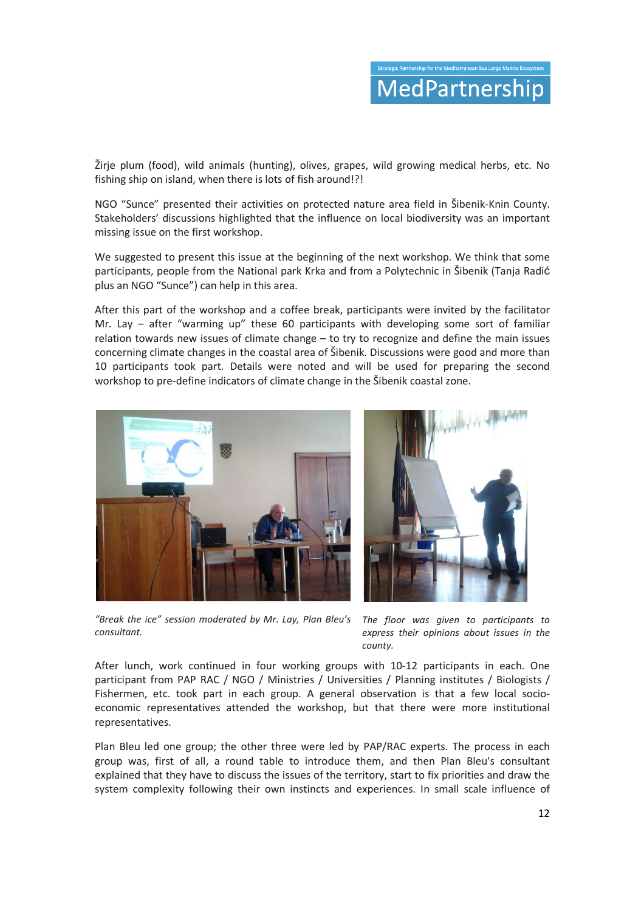Žirje plum (food), wild animals (hunting), olives, grapes, wild growing medical herbs, etc. No fishing ship on island, when there is lots of fish around!?!

NGO "Sunce" presented their activities on protected nature area field in Šibenik-Knin County. Stakeholders' discussions highlighted that the influence on local biodiversity was an important missing issue on the first workshop.

We suggested to present this issue at the beginning of the next workshop. We think that some participants, people from the National park Krka and from a Polytechnic in Šibenik (Tanja Radić plus an NGO "Sunce") can help in this area.

After this part of the workshop and a coffee break, participants were invited by the facilitator Mr. Lay – after "warming up" these 60 participants with developing some sort of familiar relation towards new issues of climate change – to try to recognize and define the main issues concerning climate changes in the coastal area of Šibenik. Discussions were good and more than 10 participants took part. Details were noted and will be used for preparing the second workshop to pre-define indicators of climate change in the Šibenik coastal zone.

*"Break the ice" session moderated by Mr. Lay, Plan Bleu's consultant.*

*The floor was given to participants to express their opinions about issues in the county.*

After lunch, work continued in four working groups with 10-12 participants in each. One participant from PAP RAC / NGO / Ministries / Universities / Planning institutes / Biologists / Fishermen, etc. took part in each group. A general observation is that a few local socio-economic representatives attended the workshop, but that there were more institutional representatives.

Plan Bleu led one group; the other three were led by PAP/RAC experts. The process in each group was, first of all, a round table to introduce them, and then Plan Bleu's consultant explained that they have to discuss the issues of the territory, start to fix priorities and draw the system complexity following their own instincts and experiences. In small scale influence of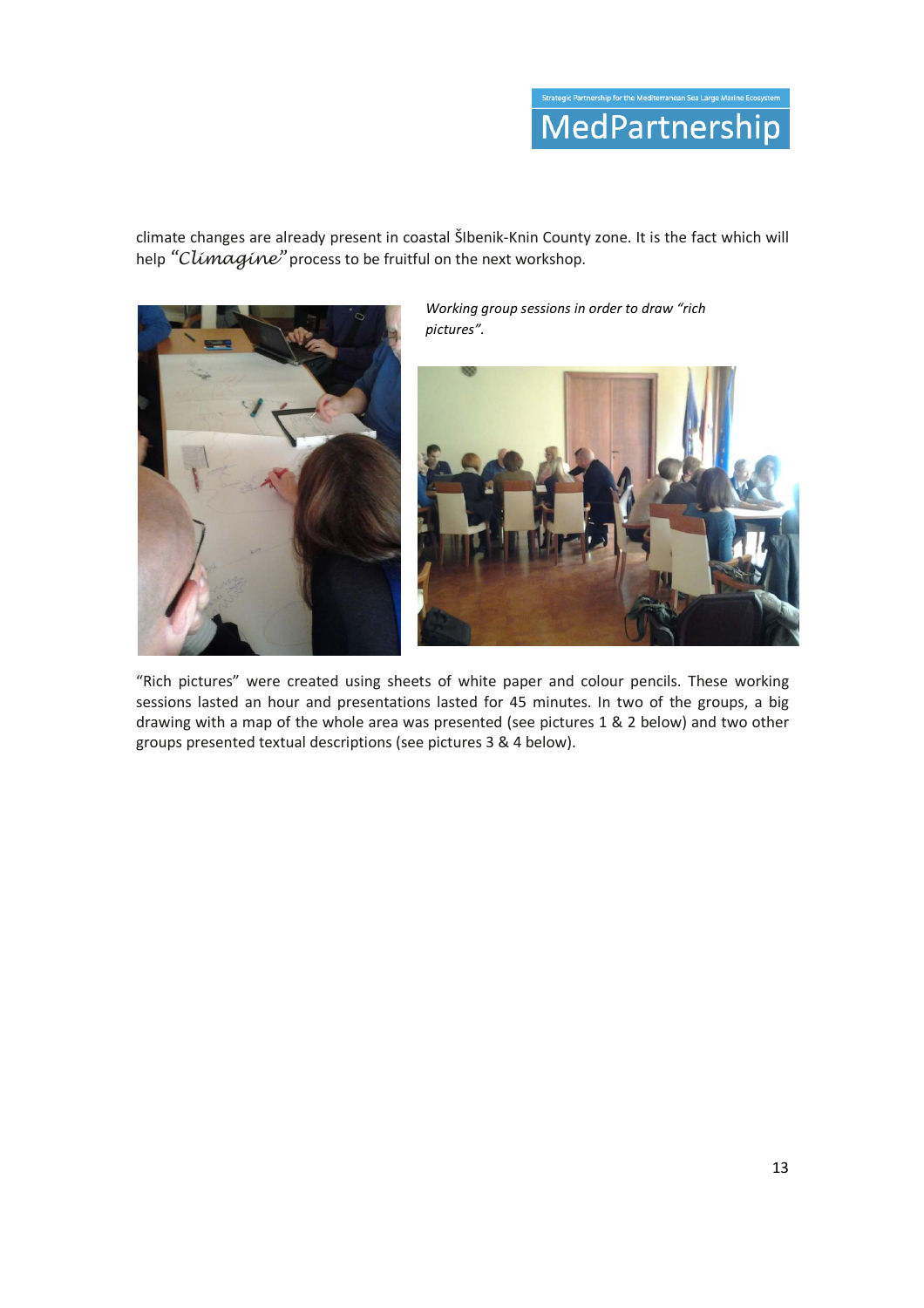climate changes are already present in coastal ŠIbenik-Knin County zone. It is the fact which will help *"Climagine"* process to be fruitful on the next workshop.

*Working group sessions in order to draw "rich pictures".*

"Rich pictures" were created using sheets of white paper and colour pencils. These working sessions lasted an hour and presentations lasted for 45 minutes. In two of the groups, a big drawing with a map of the whole area was presented (see pictures 1 & 2 below) and two other groups presented textual descriptions (see pictures 3 & 4 below).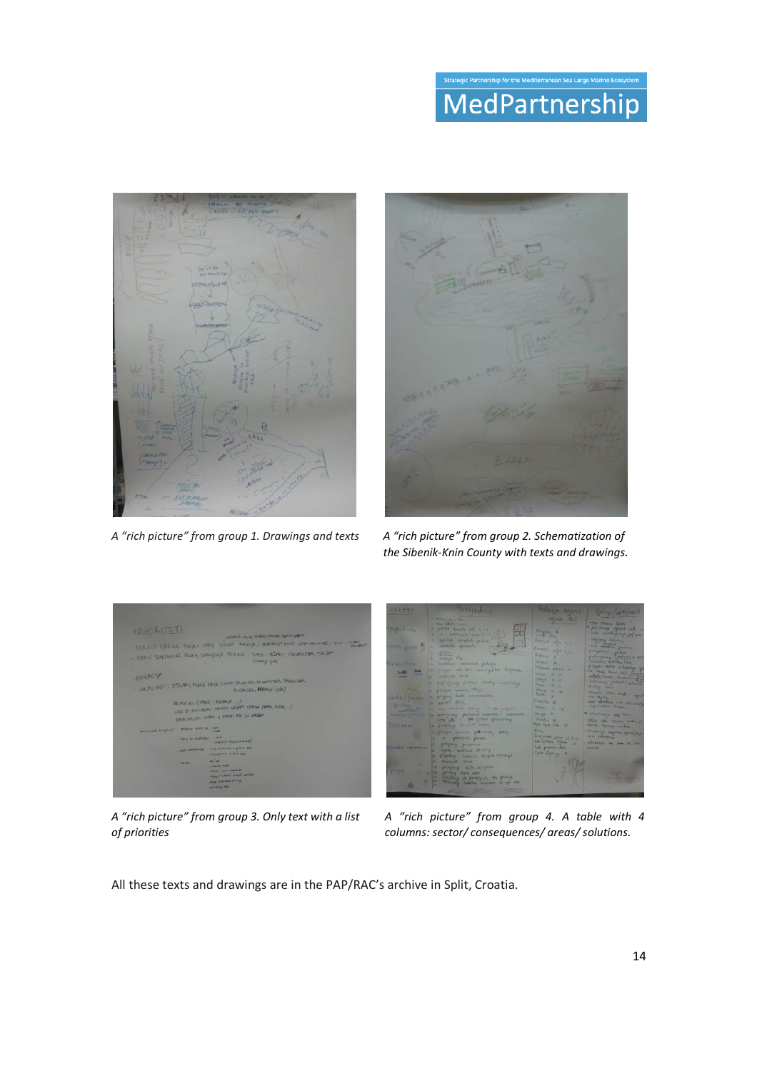A "rich picture" from group 1. Drawings and texts

A "rich picture" from group 2. Schematization of the Sibenik-Knin County with texts and drawings.

A "rich picture" from group 3. Only text with a list of priorities

A "rich picture" from group 4. A table with 4 columns: sector/ consequences/ areas/ solutions.

All these texts and drawings are in the PAP/RAC's archive in Split, Croatia.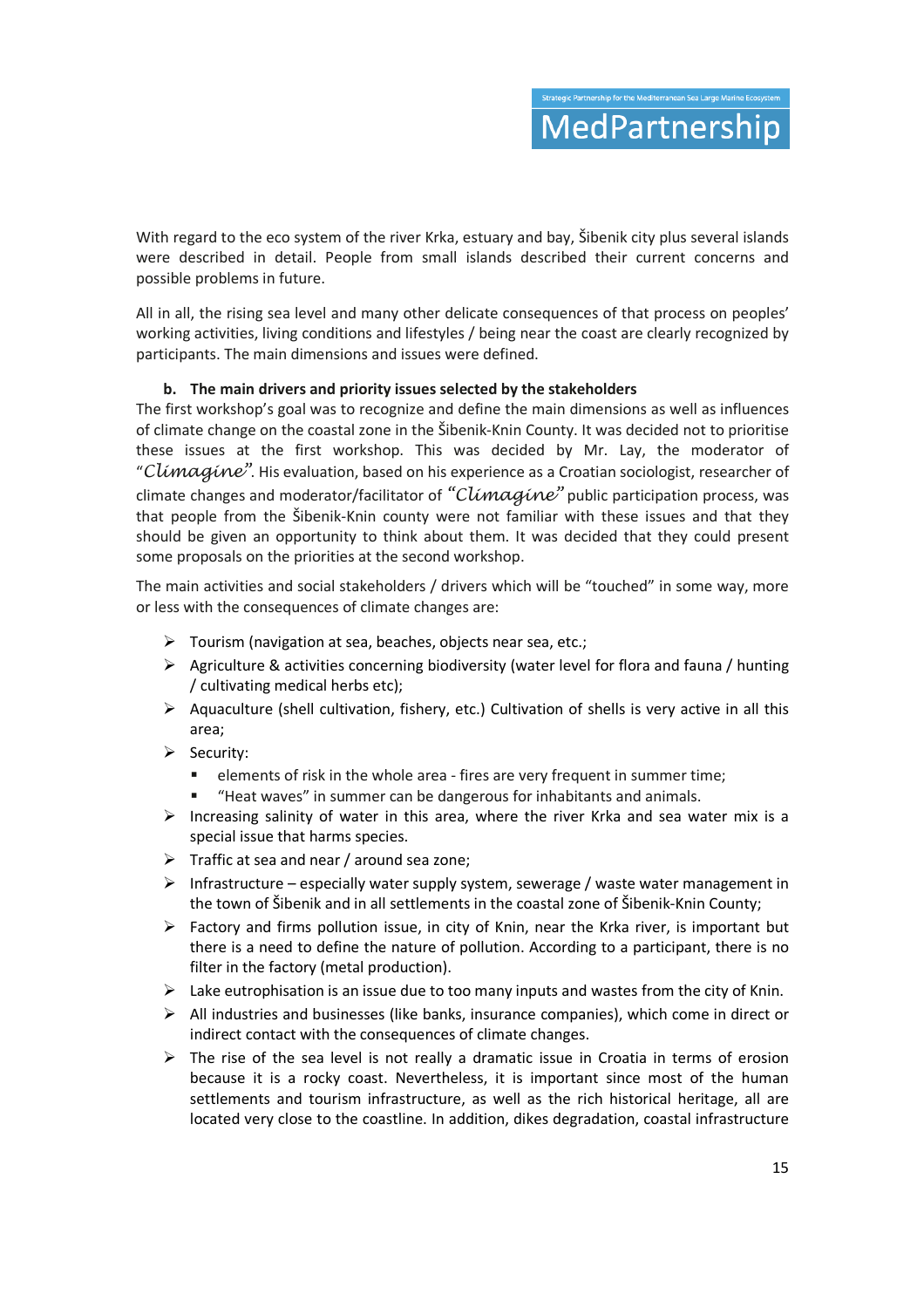With regard to the eco system of the river Krka, estuary and bay, Šibenik city plus several islands were described in detail. People from small islands described their current concerns and possible problems in future.

All in all, the rising sea level and many other delicate consequences of that process on peoples' working activities, living conditions and lifestyles / being near the coast are clearly recognized by participants. The main dimensions and issues were defined.

**b. The main drivers and priority issues selected by the stakeholders**

The first workshop's goal was to recognize and define the main dimensions as well as influences of climate change on the coastal zone in the Šibenik-Knin County. It was decided not to prioritise these issues at the first workshop. This was decided by Mr. Lay, the moderator of "*Climagine*". His evaluation, based on his experience as a Croatian sociologist, researcher of climate changes and moderator/facilitator of "*Climagine*" public participation process, was that people from the Šibenik/Knin county were not familiar with these issues and that they should be given an opportunity to think about them. It was decided that they could present some proposals on the priorities at the second workshop.

The main activities and social stakeholders / drivers which will be "touched" in some way, more or less with the consequences of climate changes are:

- Tourism (navigation at sea, beaches, objects near sea, etc.;
- Agriculture & activities concerning biodiversity (water level for flora and fauna / hunting / cultivating medical herbs etc);
- Aquaculture (shell cultivation, fishery, etc.) Cultivation of shells is very active in all this area;
- Security:
  - elements of risk in the whole area - fires are very frequent in summer time;
  - "Heat waves" in summer can be dangerous for inhabitants and animals.
- Increasing salinity of water in this area, where the river Krka and sea water mix is a special issue that harms species.
- Traffic at sea and near / around sea zone;
- Infrastructure – especially water supply system, sewerage / waste water management in the town of Šibenik and in all settlements in the coastal zone of Šibenik-Knin County;
- Factory and firms pollution issue, in city of Knin, near the Krka river, is important but there is a need to define the nature of pollution. According to a participant, there is no filter in the factory (metal production).
- Lake eutrophisation is an issue due to too many inputs and wastes from the city of Knin.
- All industries and businesses (like banks, insurance companies), which come in direct or indirect contact with the consequences of climate changes.
- The rise of the sea level is not really a dramatic issue in Croatia in terms of erosion because it is a rocky coast. Nevertheless, it is important since most of the human settlements and tourism infrastructure, as well as the rich historical heritage, all are located very close to the coastline. In addition, dikes degradation, coastal infrastructure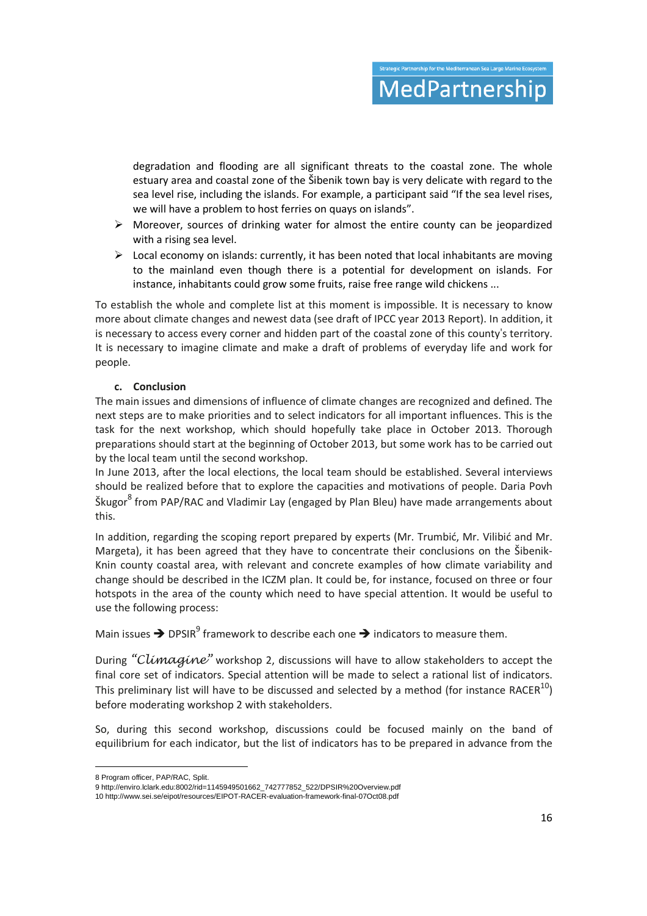degradation and flooding are all significant threats to the coastal zone. The whole estuary area and coastal zone of the Šibenik town bay is very delicate with regard to the sea level rise, including the islands. For example, a participant said "If the sea level rises, we will have a problem to host ferries on quays on islands".

- Moreover, sources of drinking water for almost the entire county can be jeopardized with a rising sea level.
- Local economy on islands: currently, it has been noted that local inhabitants are moving to the mainland even though there is a potential for development on islands. For instance, inhabitants could grow some fruits, raise free range wild chickens ...

To establish the whole and complete list at this moment is impossible. It is necessary to know more about climate changes and newest data (see draft of IPCC year 2013 Report). In addition, it is necessary to access every corner and hidden part of the coastal zone of this county's territory. It is necessary to imagine climate and make a draft of problems of everyday life and work for people.

### c. Conclusion

The main issues and dimensions of influence of climate changes are recognized and defined. The next steps are to make priorities and to select indicators for all important influences. This is the task for the next workshop, which should hopefully take place in October 2013. Thorough preparations should start at the beginning of October 2013, but some work has to be carried out by the local team until the second workshop.

In June 2013, after the local elections, the local team should be established. Several interviews should be realized before that to explore the capacities and motivations of people. Daria Povh Škugor[8] from PAP/RAC and Vladimir Lay (engaged by Plan Bleu) have made arrangements about this.

In addition, regarding the scoping report prepared by experts (Mr. Trumbić, Mr. Vilibić and Mr. Margeta), it has been agreed that they have to concentrate their conclusions on the Šibenik-Knin county coastal area, with relevant and concrete examples of how climate variability and change should be described in the ICZM plan. It could be, for instance, focused on three or four hotspots in the area of the county which need to have special attention. It would be useful to use the following process:

Main issues ➔ DPSIR[9] framework to describe each one ➔ indicators to measure them.

During *"Climagine"* workshop 2, discussions will have to allow stakeholders to accept the final core set of indicators. Special attention will be made to select a rational list of indicators. This preliminary list will have to be discussed and selected by a method (for instance RACER[10]) before moderating workshop 2 with stakeholders.

So, during this second workshop, discussions could be focused mainly on the band of equilibrium for each indicator, but the list of indicators has to be prepared in advance from the

---

8 Program officer, PAP/RAC, Split.

9 http://enviro.lclark.edu:8002/rid=1145949501662_742777852_522/DPSIR%20Overview.pdf

10 http://www.sei.se/eipot/resources/EIPOT-RACER-evaluation-framework-final-07Oct08.pdf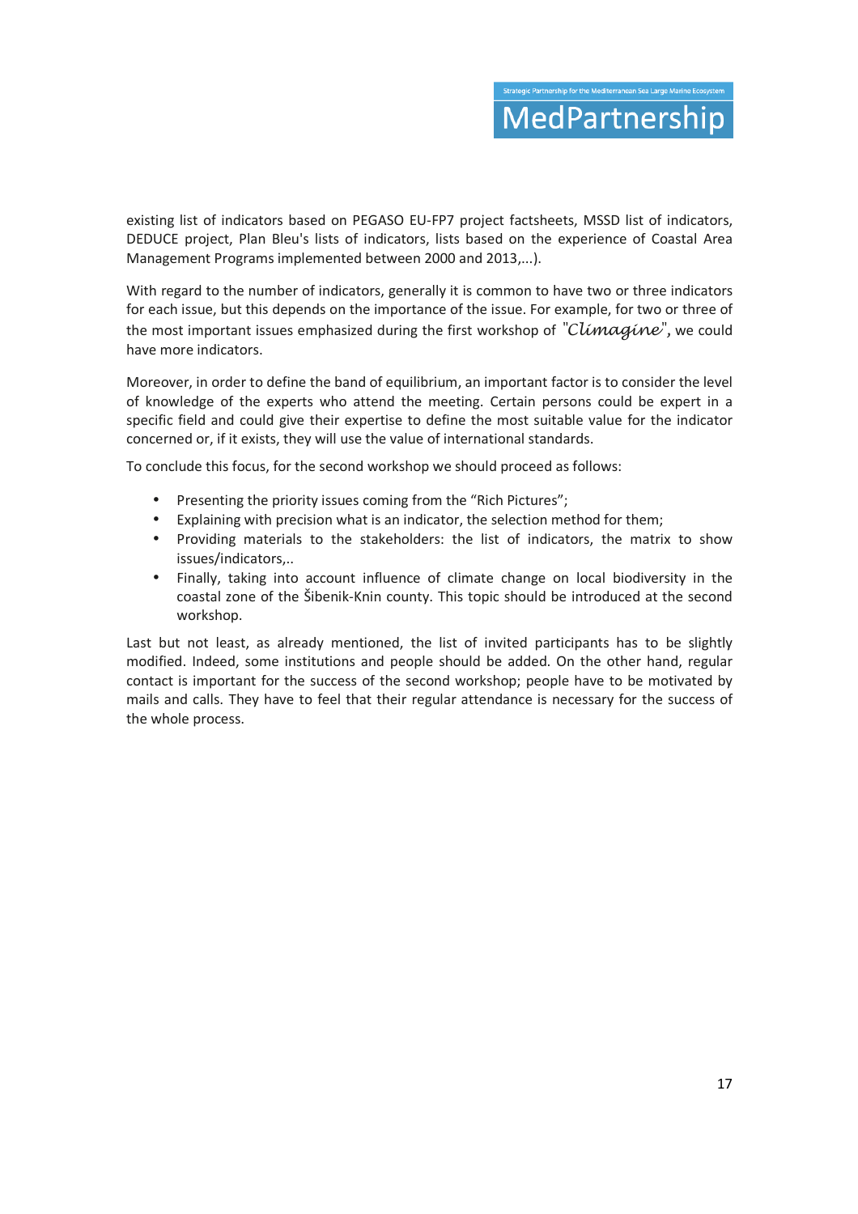existing list of indicators based on PEGASO EU-FP7 project factsheets, MSSD list of indicators, DEDUCE project, Plan Bleu's lists of indicators, lists based on the experience of Coastal Area Management Programs implemented between 2000 and 2013,...).

With regard to the number of indicators, generally it is common to have two or three indicators for each issue, but this depends on the importance of the issue. For example, for two or three of the most important issues emphasized during the first workshop of "*Climagine*", we could have more indicators.

Moreover, in order to define the band of equilibrium, an important factor is to consider the level of knowledge of the experts who attend the meeting. Certain persons could be expert in a specific field and could give their expertise to define the most suitable value for the indicator concerned or, if it exists, they will use the value of international standards.

To conclude this focus, for the second workshop we should proceed as follows:

- Presenting the priority issues coming from the "Rich Pictures";
- Explaining with precision what is an indicator, the selection method for them;
- Providing materials to the stakeholders: the list of indicators, the matrix to show issues/indicators,..
- Finally, taking into account influence of climate change on local biodiversity in the coastal zone of the Šibenik-Knin county. This topic should be introduced at the second workshop.

Last but not least, as already mentioned, the list of invited participants has to be slightly modified. Indeed, some institutions and people should be added. On the other hand, regular contact is important for the success of the second workshop; people have to be motivated by mails and calls. They have to feel that their regular attendance is necessary for the success of the whole process.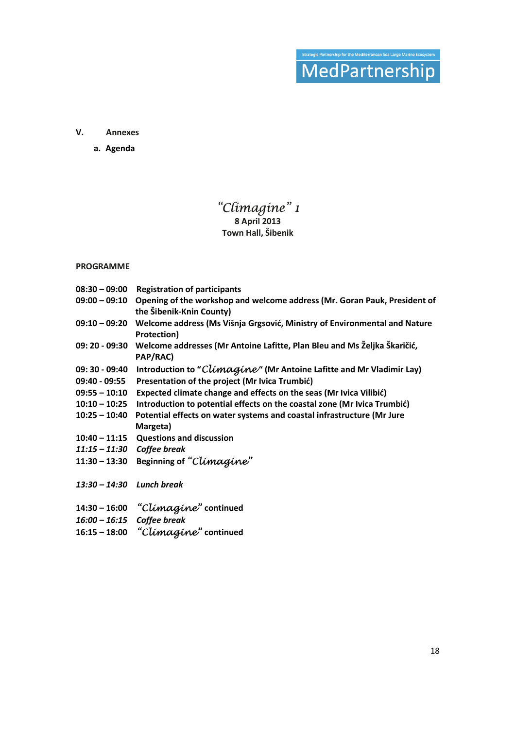## V. Annexes

### a. Agenda

*"Climagine" 1*

**8 April 2013**

**Town Hall, Šibenik**

**PROGRAMME**

| | |
|---|---|
| **08:30 – 09:00** | **Registration of participants** |
| **09:00 – 09:10** | **Opening of the workshop and welcome address (Mr. Goran Pauk, President of the Šibenik-Knin County)** |
| **09:10 – 09:20** | **Welcome address (Ms Višnja Grgsović, Ministry of Environmental and Nature Protection)** |
| **09: 20 - 09:30** | **Welcome addresses (Mr Antoine Lafitte, Plan Bleu and Ms Željka Škaričić, PAP/RAC)** |
| **09: 30 - 09:40** | **Introduction to "*Climagine*" (Mr Antoine Lafitte and Mr Vladimir Lay)** |
| **09:40 - 09:55** | **Presentation of the project (Mr Ivica Trumbić)** |
| **09:55 – 10:10** | **Expected climate change and effects on the seas (Mr Ivica Vilibić)** |
| **10:10 – 10:25** | **Introduction to potential effects on the coastal zone (Mr Ivica Trumbić)** |
| **10:25 – 10:40** | **Potential effects on water systems and coastal infrastructure (Mr Jure Margeta)** |
| **10:40 – 11:15** | **Questions and discussion** |
| ***11:15 – 11:30*** | ***Coffee break*** |
| **11:30 – 13:30** | **Beginning of "*Climagine*"** |
| ***13:30 – 14:30*** | ***Lunch break*** |
| **14:30 – 16:00** | **"*Climagine*" continued** |
| ***16:00 – 16:15*** | ***Coffee break*** |
| **16:15 – 18:00** | **"*Climagine*" continued** |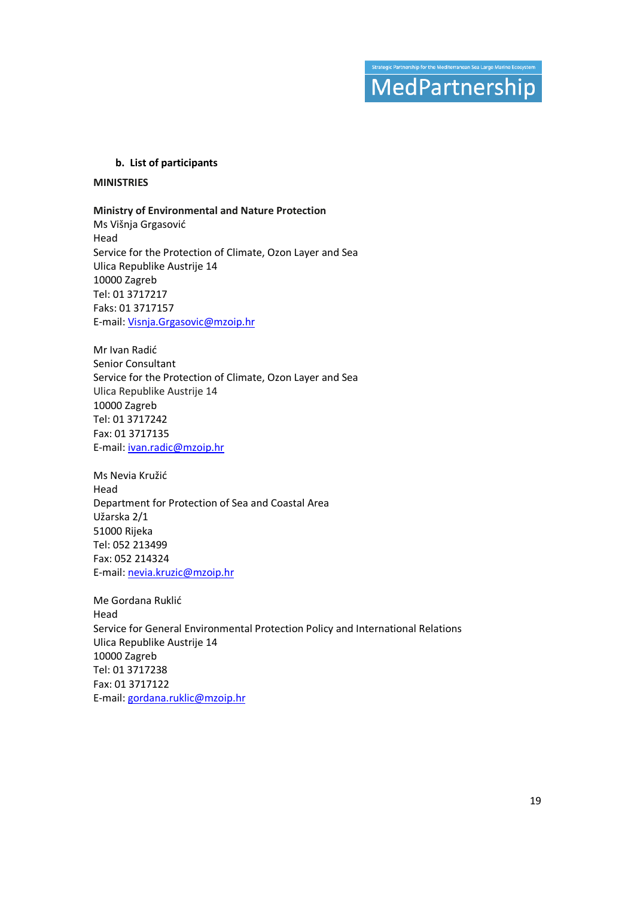b. **List of participants**

**MINISTRIES**

**Ministry of Environmental and Nature Protection**
Ms Višnja Grgasović
Head
Service for the Protection of Climate, Ozon Layer and Sea
Ulica Republike Austrije 14
10000 Zagreb
Tel: 01 3717217
Faks: 01 3717157
E-mail: Visnja.Grgasovic@mzoip.hr

Mr Ivan Radić
Senior Consultant
Service for the Protection of Climate, Ozon Layer and Sea
Ulica Republike Austrije 14
10000 Zagreb
Tel: 01 3717242
Fax: 01 3717135
E-mail: ivan.radic@mzoip.hr

Ms Nevia Kružić
Head
Department for Protection of Sea and Coastal Area
Užarska 2/1
51000 Rijeka
Tel: 052 213499
Fax: 052 214324
E-mail: nevia.kruzic@mzoip.hr

Me Gordana Ruklić
Head
Service for General Environmental Protection Policy and International Relations
Ulica Republike Austrije 14
10000 Zagreb
Tel: 01 3717238
Fax: 01 3717122
E-mail: gordana.ruklic@mzoip.hr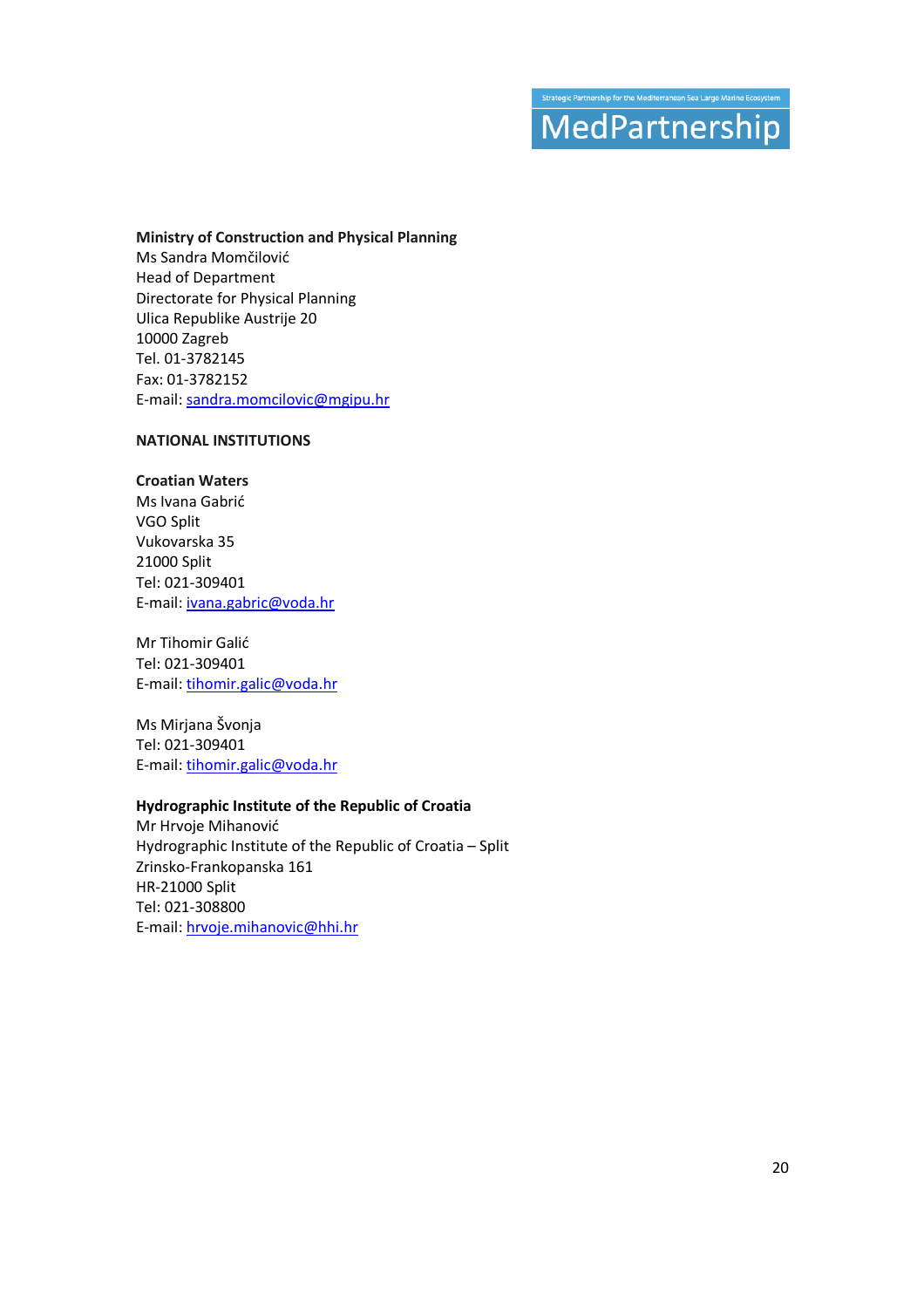**Ministry of Construction and Physical Planning**
Ms Sandra Momčilović
Head of Department
Directorate for Physical Planning
Ulica Republike Austrije 20
10000 Zagreb
Tel. 01-3782145
Fax: 01-3782152
E-mail: sandra.momcilovic@mgipu.hr

**NATIONAL INSTITUTIONS**

**Croatian Waters**
Ms Ivana Gabrić
VGO Split
Vukovarska 35
21000 Split
Tel: 021-309401
E-mail: ivana.gabric@voda.hr

Mr Tihomir Galić
Tel: 021-309401
E-mail: tihomir.galic@voda.hr

Ms Mirjana Švonja
Tel: 021-309401
E-mail: tihomir.galic@voda.hr

**Hydrographic Institute of the Republic of Croatia**
Mr Hrvoje Mihanović
Hydrographic Institute of the Republic of Croatia – Split
Zrinsko-Frankopanska 161
HR-21000 Split
Tel: 021-308800
E-mail: hrvoje.mihanovic@hhi.hr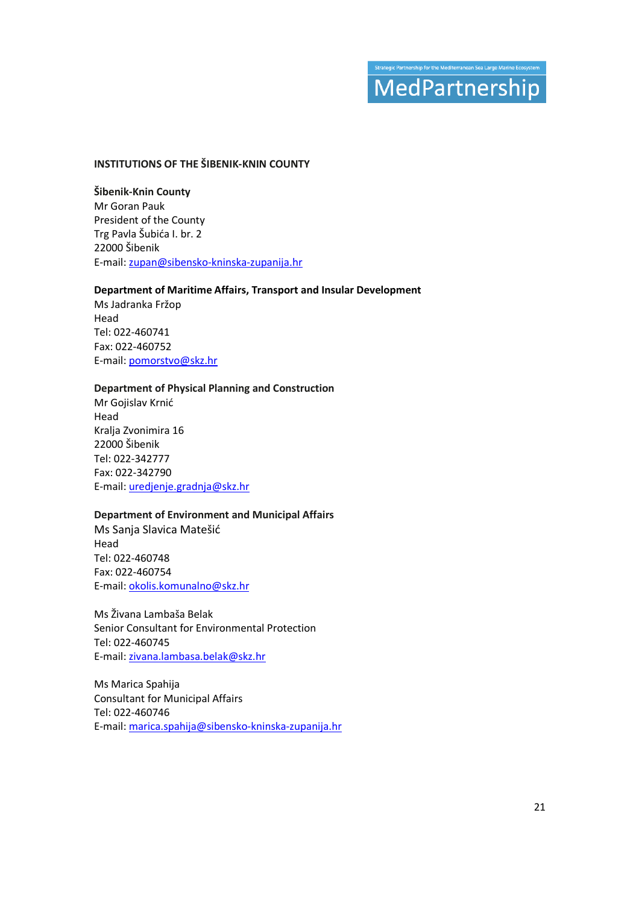**INSTITUTIONS OF THE ŠIBENIK-KNIN COUNTY**

**Šibenik-Knin County**
Mr Goran Pauk
President of the County
Trg Pavla Šubića I. br. 2
22000 Šibenik
E-mail: zupan@sibensko-kninska-zupanija.hr

**Department of Maritime Affairs, Transport and Insular Development**
Ms Jadranka Fržop
Head
Tel: 022-460741
Fax: 022-460752
E-mail: pomorstvo@skz.hr

**Department of Physical Planning and Construction**
Mr Gojislav Krnić
Head
Kralja Zvonimira 16
22000 Šibenik
Tel: 022-342777
Fax: 022-342790
E-mail: uredjenje.gradnja@skz.hr

**Department of Environment and Municipal Affairs**
Ms Sanja Slavica Matešić
Head
Tel: 022-460748
Fax: 022-460754
E-mail: okolis.komunalno@skz.hr

Ms Živana Lambaša Belak
Senior Consultant for Environmental Protection
Tel: 022-460745
E-mail: zivana.lambasa.belak@skz.hr

Ms Marica Spahija
Consultant for Municipal Affairs
Tel: 022-460746
E-mail: marica.spahija@sibensko-kninska-zupanija.hr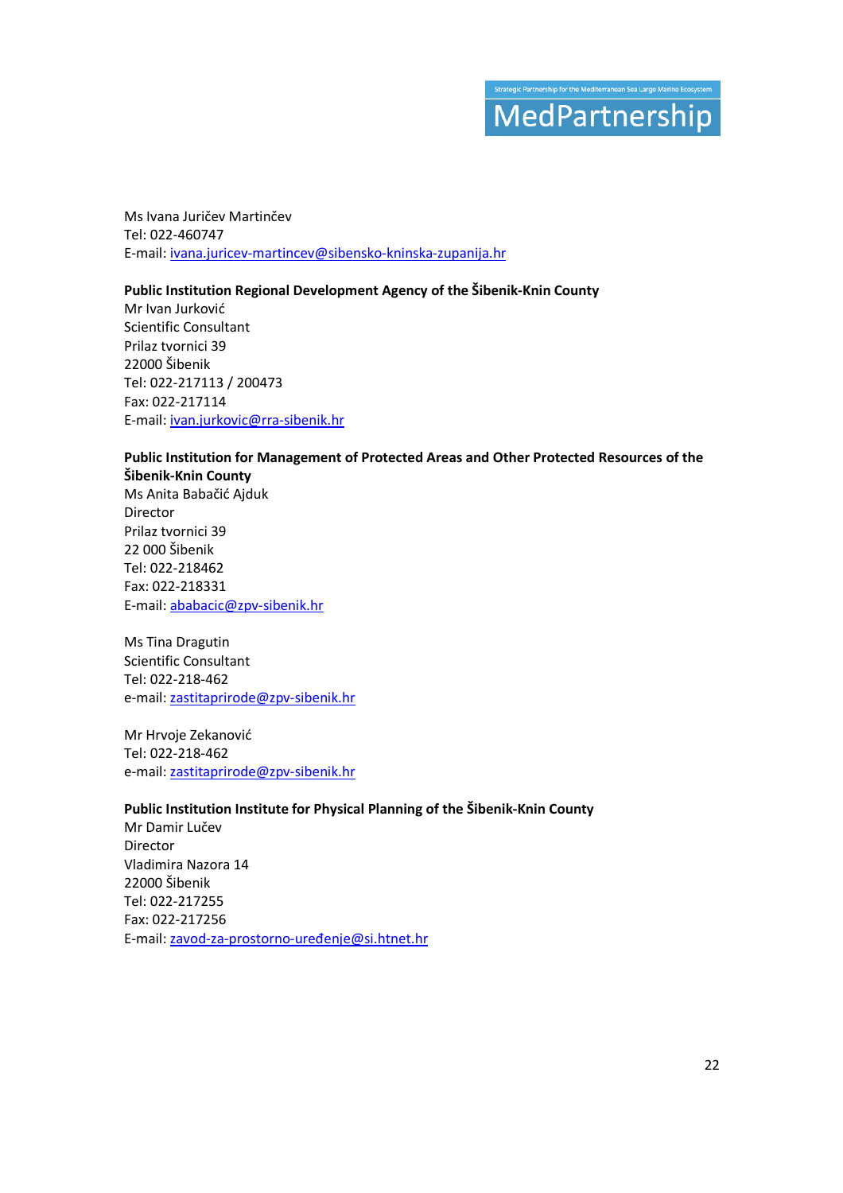Ms Ivana Juričev Martinčev  
Tel: 022-460747  
E-mail: ivana.juricev-martincev@sibensko-kninska-zupanija.hr

**Public Institution Regional Development Agency of the Šibenik-Knin County**  
Mr Ivan Jurković  
Scientific Consultant  
Prilaz tvornici 39  
22000 Šibenik  
Tel: 022-217113 / 200473  
Fax: 022-217114  
E-mail: ivan.jurkovic@rra-sibenik.hr

**Public Institution for Management of Protected Areas and Other Protected Resources of the Šibenik-Knin County**  
Ms Anita Babačić Ajduk  
Director  
Prilaz tvornici 39  
22 000 Šibenik  
Tel: 022-218462  
Fax: 022-218331  
E-mail: ababacic@zpv-sibenik.hr

Ms Tina Dragutin  
Scientific Consultant  
Tel: 022-218-462  
e-mail: zastitaprirode@zpv-sibenik.hr

Mr Hrvoje Zekanović  
Tel: 022-218-462  
e-mail: zastitaprirode@zpv-sibenik.hr

**Public Institution Institute for Physical Planning of the Šibenik-Knin County**  
Mr Damir Lučev  
Director  
Vladimira Nazora 14  
22000 Šibenik  
Tel: 022-217255  
Fax: 022-217256  
E-mail: zavod-za-prostorno-uređenje@si.htnet.hr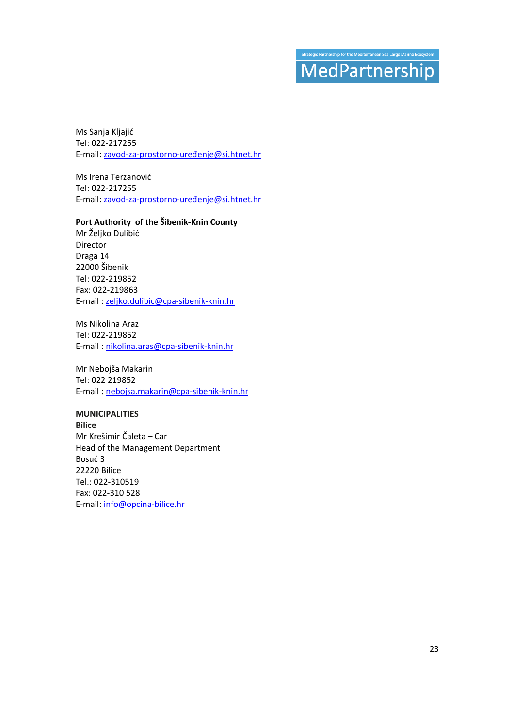Ms Sanja Kljajić
Tel: 022-217255
E-mail: zavod-za-prostorno-uređenje@si.htnet.hr

Ms Irena Terzanović
Tel: 022-217255
E-mail: zavod-za-prostorno-uređenje@si.htnet.hr

**Port Authority of the Šibenik-Knin County**
Mr Željko Dulibić
Director
Draga 14
22000 Šibenik
Tel: 022-219852
Fax: 022-219863
E-mail : zeljko.dulibic@cpa-sibenik-knin.hr

Ms Nikolina Araz
Tel: 022-219852
E-mail **:** nikolina.aras@cpa-sibenik-knin.hr

Mr Nebojša Makarin
Tel: 022 219852
E-mail **:** nebojsa.makarin@cpa-sibenik-knin.hr

**MUNICIPALITIES**
**Bilice**
Mr Krešimir Čaleta – Car
Head of the Management Department
Bosuć 3
22220 Bilice
Tel.: 022-310519
Fax: 022-310 528
E-mail: info@opcina-bilice.hr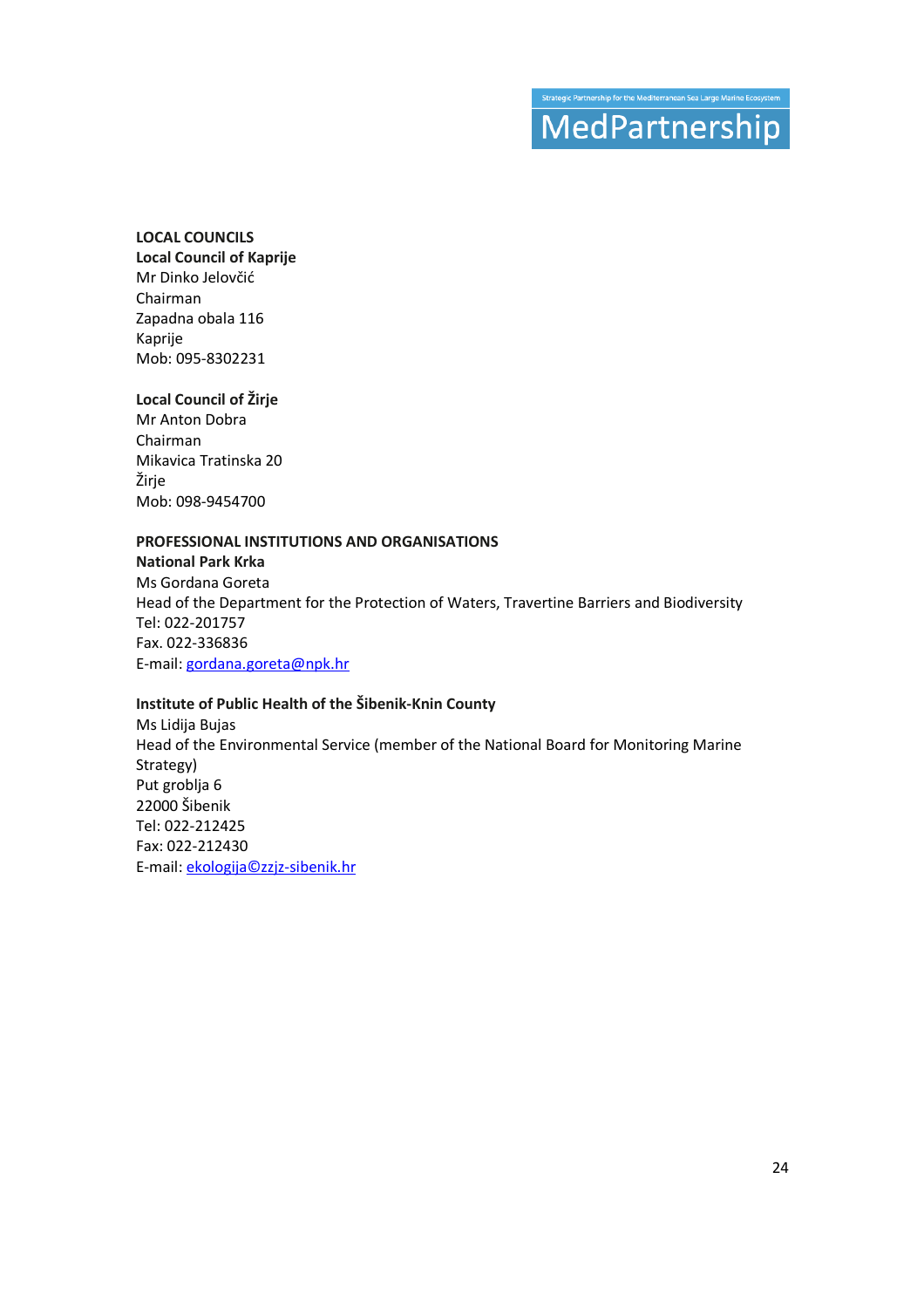**LOCAL COUNCILS**

**Local Council of Kaprije**
Mr Dinko Jelovčić
Chairman
Zapadna obala 116
Kaprije
Mob: 095-8302231

**Local Council of Žirje**
Mr Anton Dobra
Chairman
Mikavica Tratinska 20
Žirje
Mob: 098-9454700

**PROFESSIONAL INSTITUTIONS AND ORGANISATIONS**

**National Park Krka**
Ms Gordana Goreta
Head of the Department for the Protection of Waters, Travertine Barriers and Biodiversity
Tel: 022-201757
Fax. 022-336836
E-mail: gordana.goreta@npk.hr

**Institute of Public Health of the Šibenik-Knin County**
Ms Lidija Bujas
Head of the Environmental Service (member of the National Board for Monitoring Marine Strategy)
Put groblja 6
22000 Šibenik
Tel: 022-212425
Fax: 022-212430
E-mail: ekologija©zzjz-sibenik.hr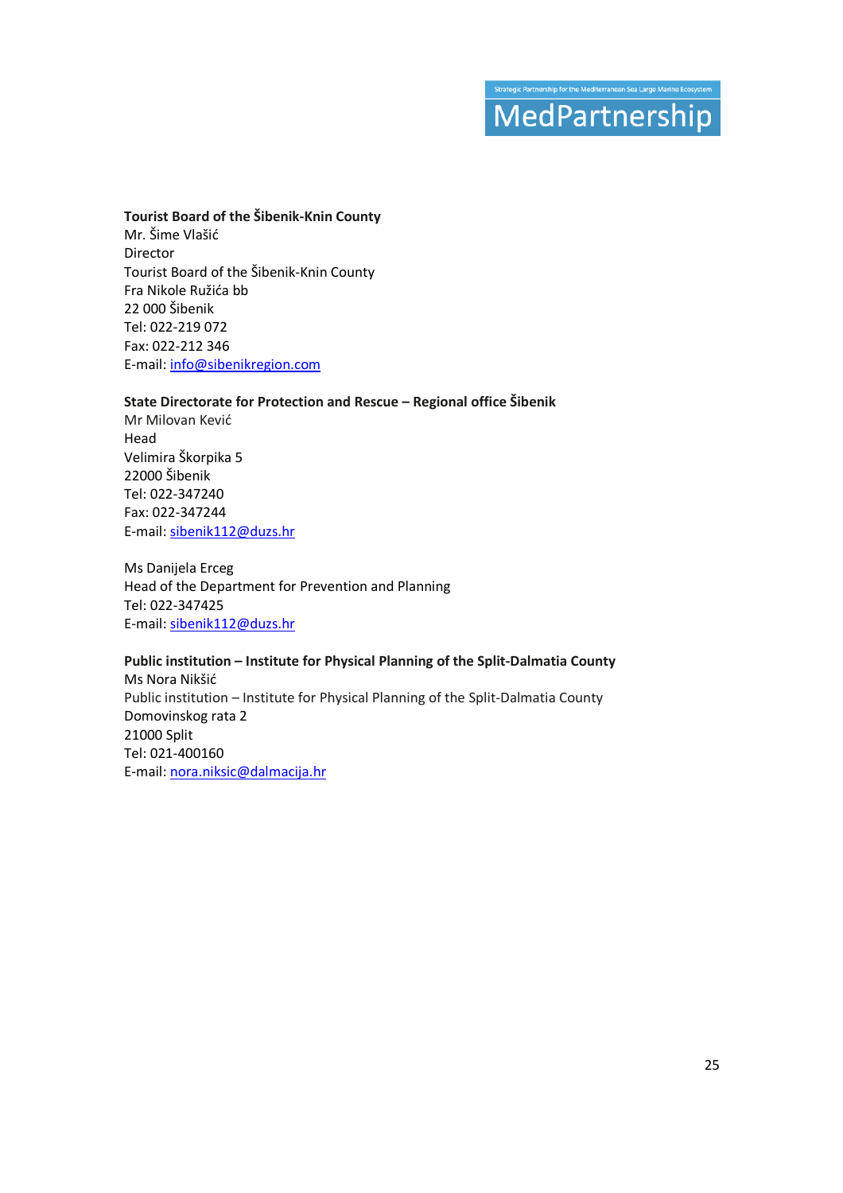**Tourist Board of the Šibenik-Knin County**
Mr. Šime Vlašić
Director
Tourist Board of the Šibenik-Knin County
Fra Nikole Ružića bb
22 000 Šibenik
Tel: 022-219 072
Fax: 022-212 346
E-mail: info@sibenikregion.com

**State Directorate for Protection and Rescue – Regional office Šibenik**
Mr Milovan Kević
Head
Velimira Škorpika 5
22000 Šibenik
Tel: 022-347240
Fax: 022-347244
E-mail: sibenik112@duzs.hr

Ms Danijela Erceg
Head of the Department for Prevention and Planning
Tel: 022-347425
E-mail: sibenik112@duzs.hr

**Public institution – Institute for Physical Planning of the Split-Dalmatia County**
Ms Nora Nikšić
Public institution – Institute for Physical Planning of the Split-Dalmatia County
Domovinskog rata 2
21000 Split
Tel: 021-400160
E-mail: nora.niksic@dalmacija.hr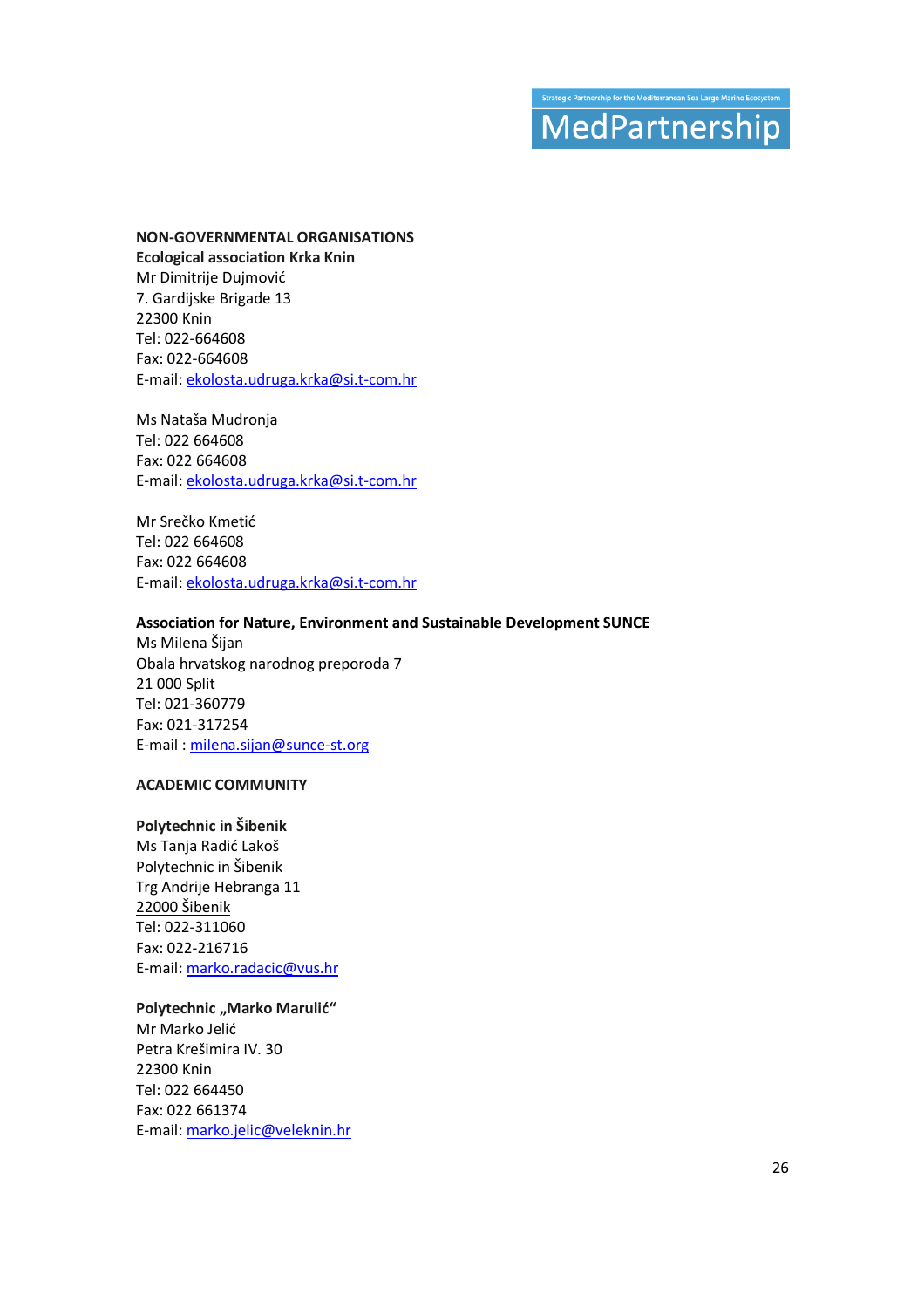**NON-GOVERNMENTAL ORGANISATIONS**

**Ecological association Krka Knin**

Mr Dimitrije Dujmović
7. Gardijske Brigade 13
22300 Knin
Tel: 022-664608
Fax: 022-664608
E-mail: ekolosta.udruga.krka@si.t-com.hr

Ms Nataša Mudronja
Tel: 022 664608
Fax: 022 664608
E-mail: ekolosta.udruga.krka@si.t-com.hr

Mr Srečko Kmetić
Tel: 022 664608
Fax: 022 664608
E-mail: ekolosta.udruga.krka@si.t-com.hr

**Association for Nature, Environment and Sustainable Development SUNCE**

Ms Milena Šijan
Obala hrvatskog narodnog preporoda 7
21 000 Split
Tel: 021-360779
Fax: 021-317254
E-mail : milena.sijan@sunce-st.org

**ACADEMIC COMMUNITY**

**Polytechnic in Šibenik**

Ms Tanja Radić Lakoš
Polytechnic in Šibenik
Trg Andrije Hebranga 11
22000 Šibenik
Tel: 022-311060
Fax: 022-216716
E-mail: marko.radacic@vus.hr

**Polytechnic „Marko Marulić"**

Mr Marko Jelić
Petra Krešimira IV. 30
22300 Knin
Tel: 022 664450
Fax: 022 661374
E-mail: marko.jelic@veleknin.hr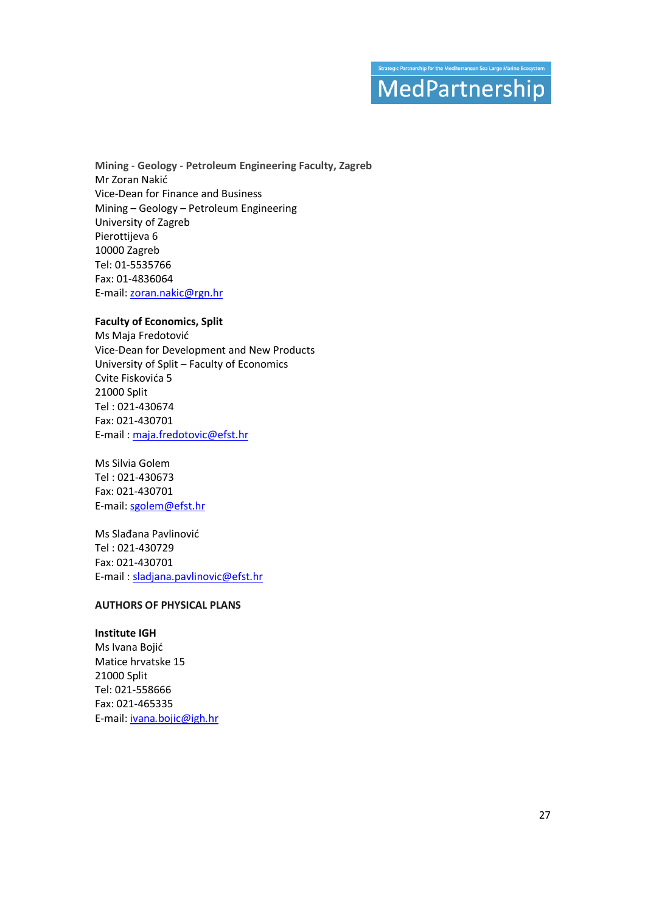**Mining - Geology - Petroleum Engineering Faculty, Zagreb**
Mr Zoran Nakić
Vice-Dean for Finance and Business
Mining – Geology – Petroleum Engineering
University of Zagreb
Pierottijeva 6
10000 Zagreb
Tel: 01-5535766
Fax: 01-4836064
E-mail: zoran.nakic@rgn.hr

**Faculty of Economics, Split**
Ms Maja Fredotović
Vice-Dean for Development and New Products
University of Split – Faculty of Economics
Cvite Fiskovića 5
21000 Split
Tel : 021-430674
Fax: 021-430701
E-mail : maja.fredotovic@efst.hr

Ms Silvia Golem
Tel : 021-430673
Fax: 021-430701
E-mail: sgolem@efst.hr

Ms Slađana Pavlinović
Tel : 021-430729
Fax: 021-430701
E-mail : sladjana.pavlinovic@efst.hr

**AUTHORS OF PHYSICAL PLANS**

**Institute IGH**
Ms Ivana Bojić
Matice hrvatske 15
21000 Split
Tel: 021-558666
Fax: 021-465335
E-mail: ivana.bojic@igh.hr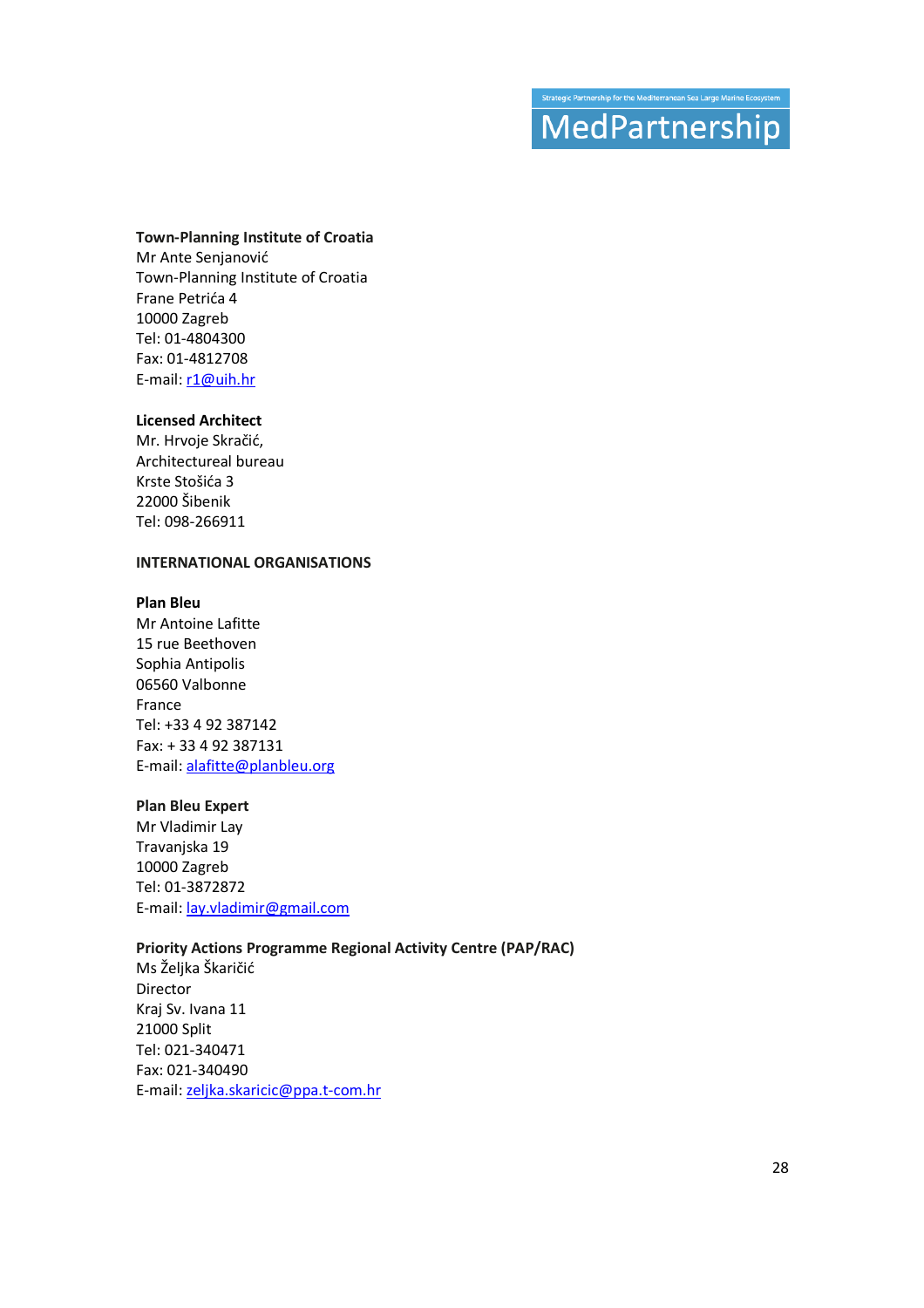**Town-Planning Institute of Croatia**
Mr Ante Senjanović
Town-Planning Institute of Croatia
Frane Petrića 4
10000 Zagreb
Tel: 01-4804300
Fax: 01-4812708
E-mail: r1@uih.hr

**Licensed Architect**
Mr. Hrvoje Skračić,
Architectureal bureau
Krste Stošića 3
22000 Šibenik
Tel: 098-266911

**INTERNATIONAL ORGANISATIONS**

**Plan Bleu**
Mr Antoine Lafitte
15 rue Beethoven
Sophia Antipolis
06560 Valbonne
France
Tel: +33 4 92 387142
Fax: + 33 4 92 387131
E-mail: alafitte@planbleu.org

**Plan Bleu Expert**
Mr Vladimir Lay
Travanjska 19
10000 Zagreb
Tel: 01-3872872
E-mail: lay.vladimir@gmail.com

**Priority Actions Programme Regional Activity Centre (PAP/RAC)**
Ms Željka Škaričić
Director
Kraj Sv. Ivana 11
21000 Split
Tel: 021-340471
Fax: 021-340490
E-mail: zeljka.skaricic@ppa.t-com.hr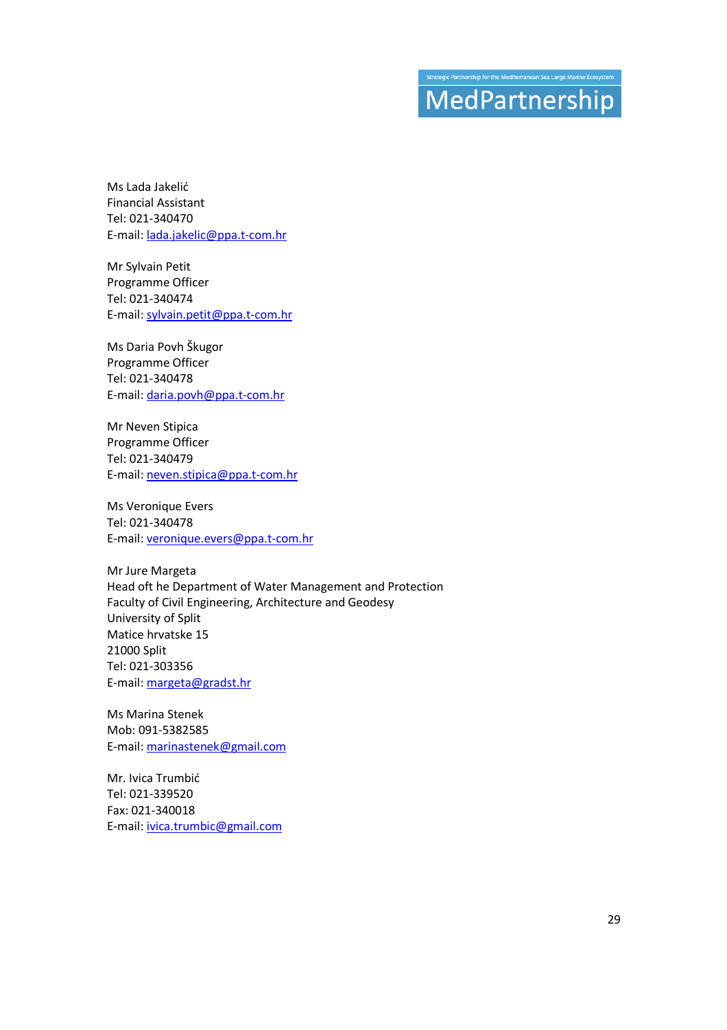Ms Lada Jakelić
Financial Assistant
Tel: 021-340470
E-mail: lada.jakelic@ppa.t-com.hr

Mr Sylvain Petit
Programme Officer
Tel: 021-340474
E-mail: sylvain.petit@ppa.t-com.hr

Ms Daria Povh Škugor
Programme Officer
Tel: 021-340478
E-mail: daria.povh@ppa.t-com.hr

Mr Neven Stipica
Programme Officer
Tel: 021-340479
E-mail: neven.stipica@ppa.t-com.hr

Ms Veronique Evers
Tel: 021-340478
E-mail: veronique.evers@ppa.t-com.hr

Mr Jure Margeta
Head oft he Department of Water Management and Protection
Faculty of Civil Engineering, Architecture and Geodesy
University of Split
Matice hrvatske 15
21000 Split
Tel: 021-303356
E-mail: margeta@gradst.hr

Ms Marina Stenek
Mob: 091-5382585
E-mail: marinastenek@gmail.com

Mr. Ivica Trumbić
Tel: 021-339520
Fax: 021-340018
E-mail: ivica.trumbic@gmail.com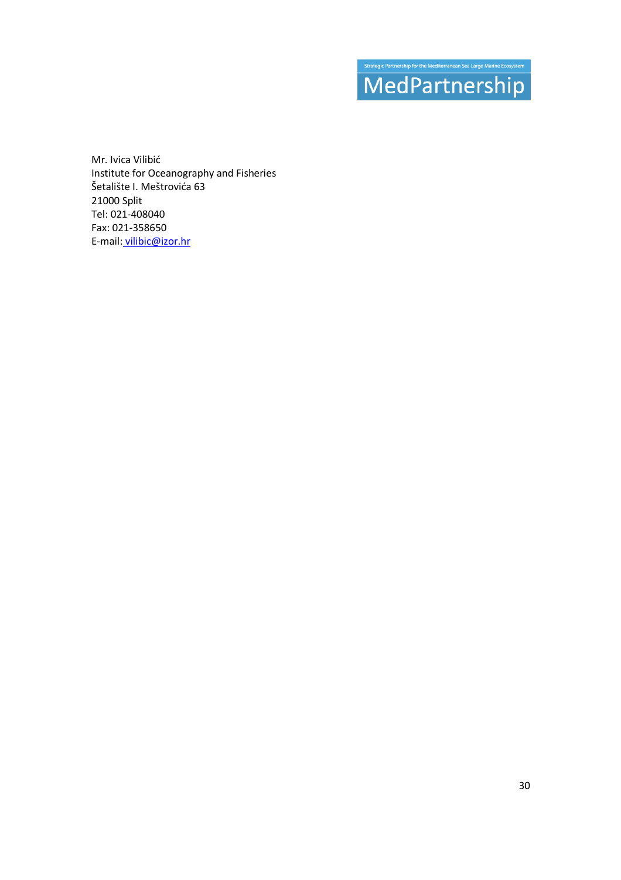Mr. Ivica Vilibić
Institute for Oceanography and Fisheries
Šetalište I. Meštrovića 63
21000 Split
Tel: 021-408040
Fax: 021-358650
E-mail: vilibic@izor.hr